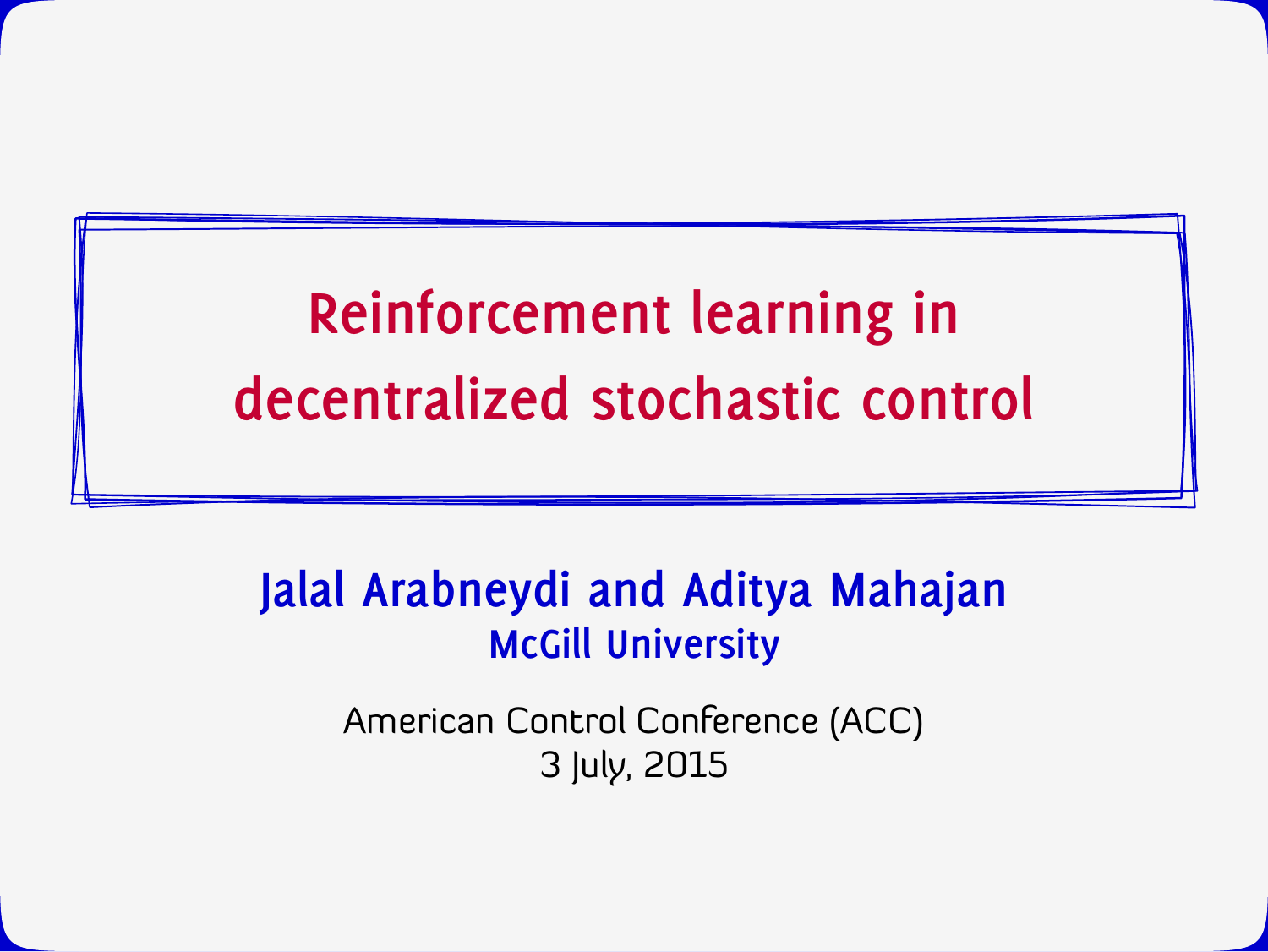# Reinforcement learning in decentralized stochastic control

**Jalal Arabneydi and Aditya Mahajan**
**McGill University**

American Control Conference (ACC)
3 July, 2015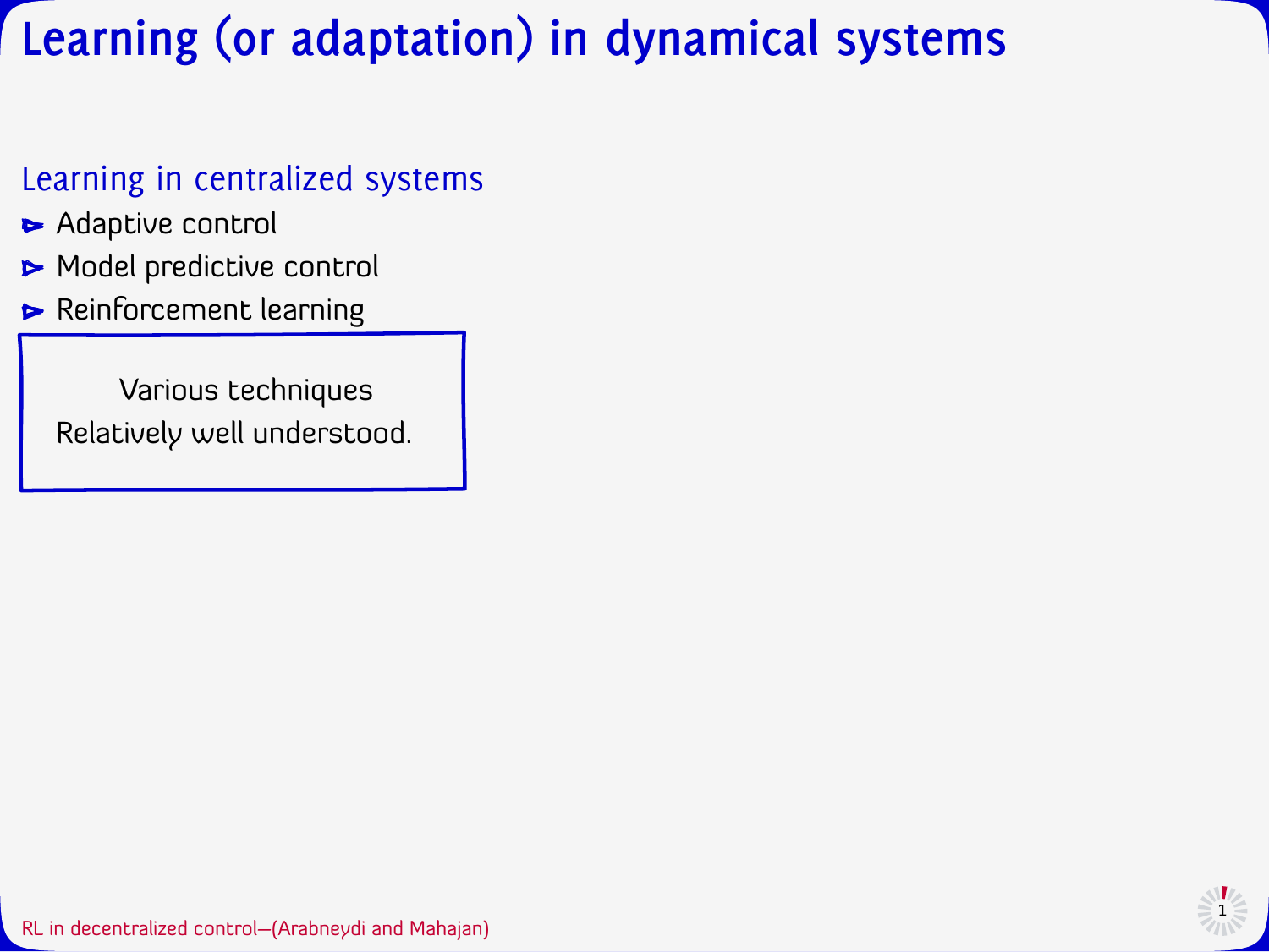# Learning (or adaptation) in dynamical systems

## Learning in centralized systems

- Adaptive control
- Model predictive control
- Reinforcement learning

> Various techniques
> Relatively well understood.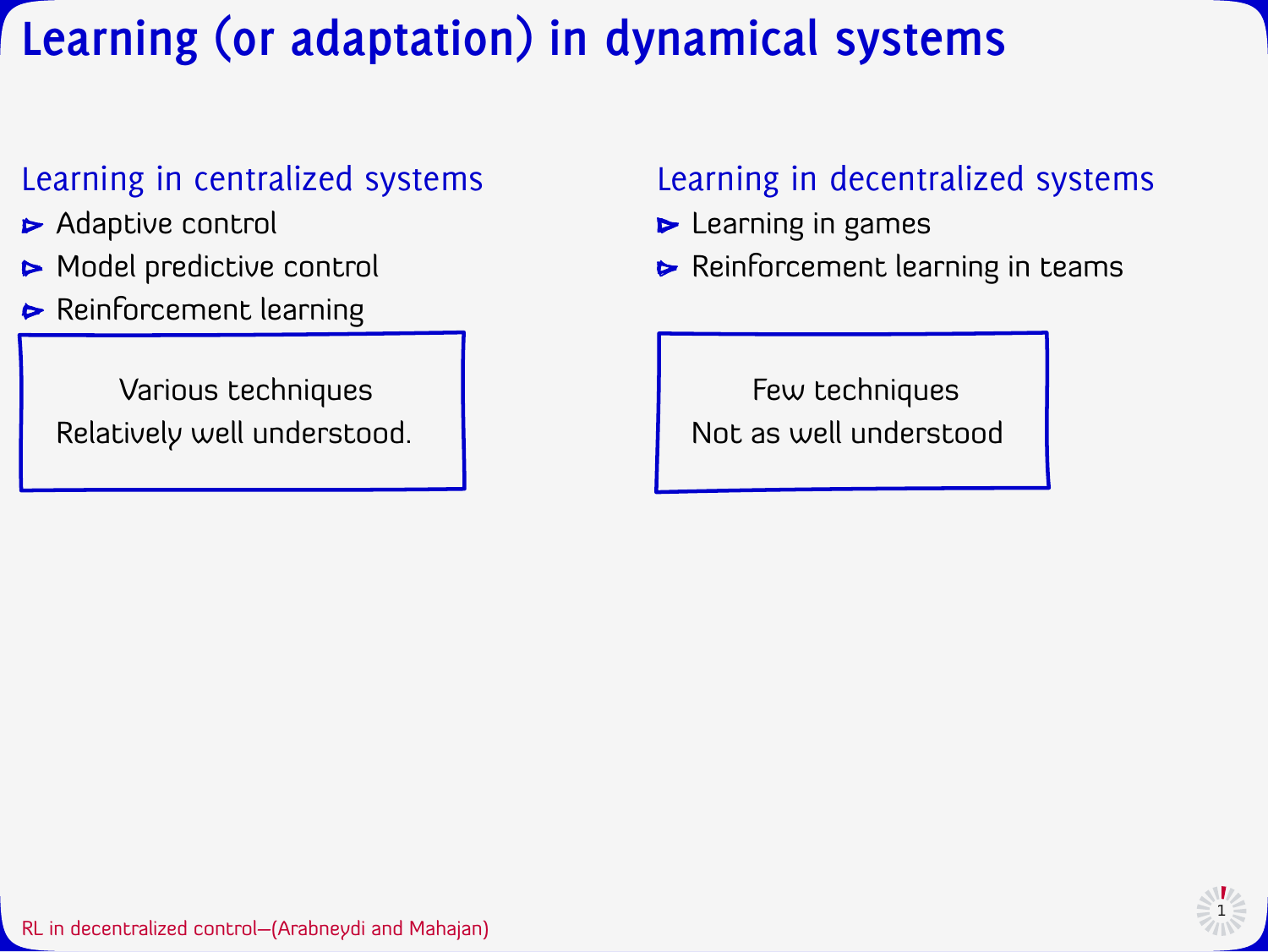# Learning (or adaptation) in dynamical systems

## Learning in centralized systems

- Adaptive control
- Model predictive control
- Reinforcement learning

Various techniques
Relatively well understood.

## Learning in decentralized systems

- Learning in games
- Reinforcement learning in teams

Few techniques
Not as well understood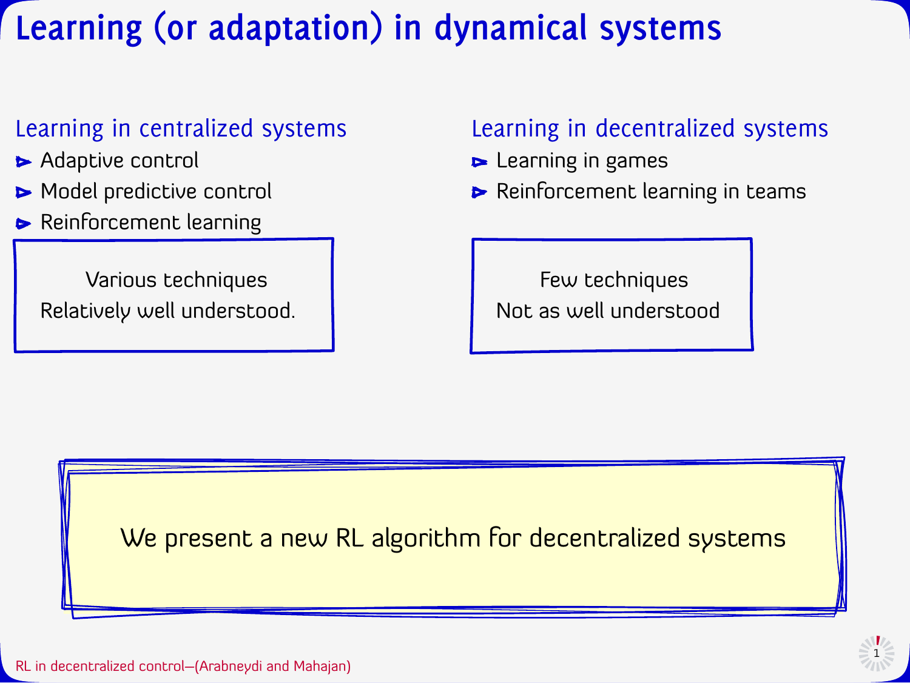# Learning (or adaptation) in dynamical systems

## Learning in centralized systems

- Adaptive control
- Model predictive control
- Reinforcement learning

Various techniques
Relatively well understood.

## Learning in decentralized systems

- Learning in games
- Reinforcement learning in teams

Few techniques
Not as well understood

We present a new RL algorithm for decentralized systems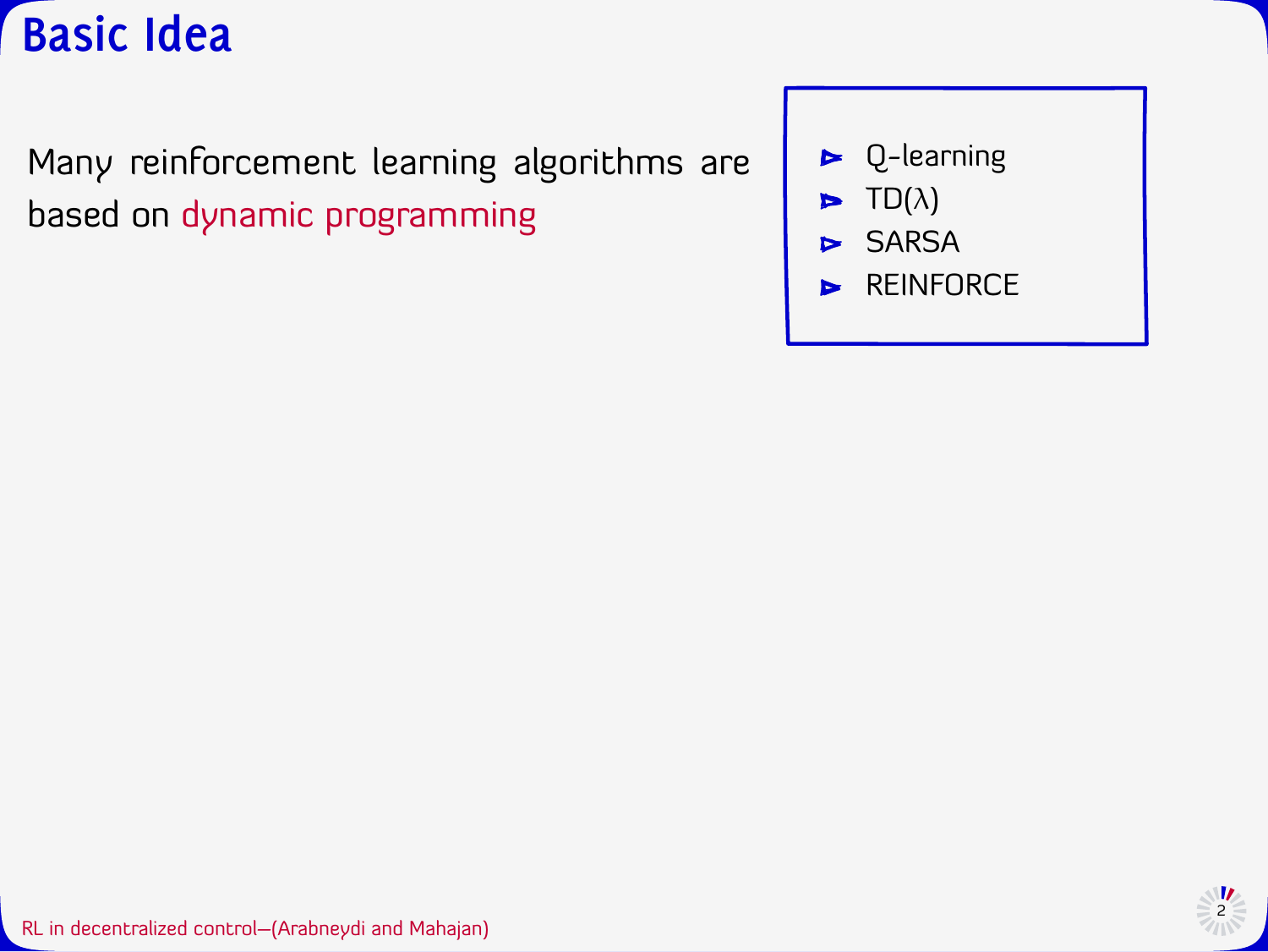# Basic Idea

Many reinforcement learning algorithms are based on dynamic programming

- Q-learning
- TD($\lambda$)
- SARSA
- REINFORCE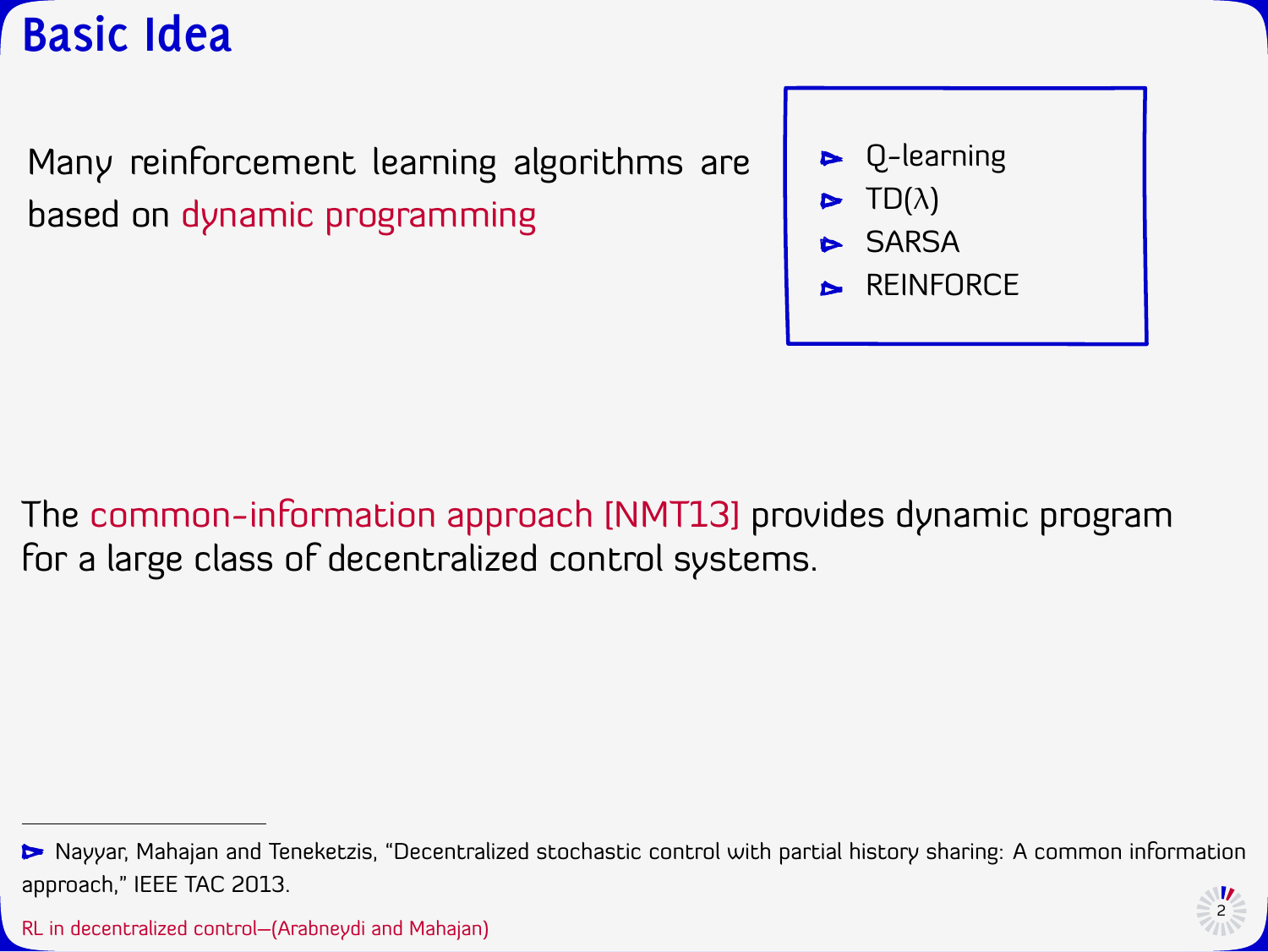# Basic Idea

Many reinforcement learning algorithms are based on dynamic programming

- Q-learning
- TD($\lambda$)
- SARSA
- REINFORCE

The common-information approach [NMT13] provides dynamic program for a large class of decentralized control systems.

---

Nayyar, Mahajan and Teneketzis, "Decentralized stochastic control with partial history sharing: A common information approach," IEEE TAC 2013.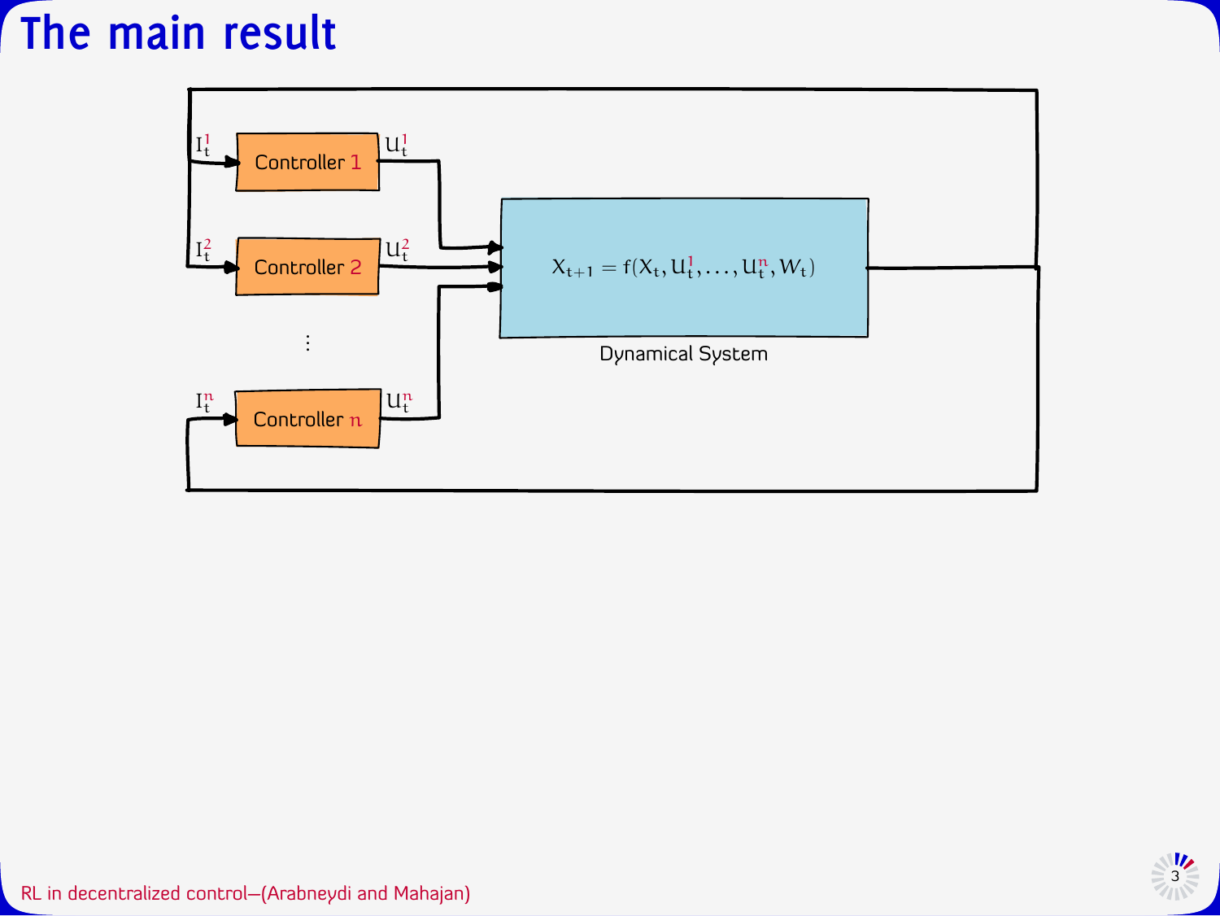# The main result

$I_t^1$ → Controller 1 → $U_t^1$

$I_t^2$ → Controller 2 → $U_t^2$

⋮

$I_t^n$ → Controller $n$ → $U_t^n$

$$X_{t+1} = f(X_t, U_t^1, \dots, U_t^n, W_t)$$

Dynamical System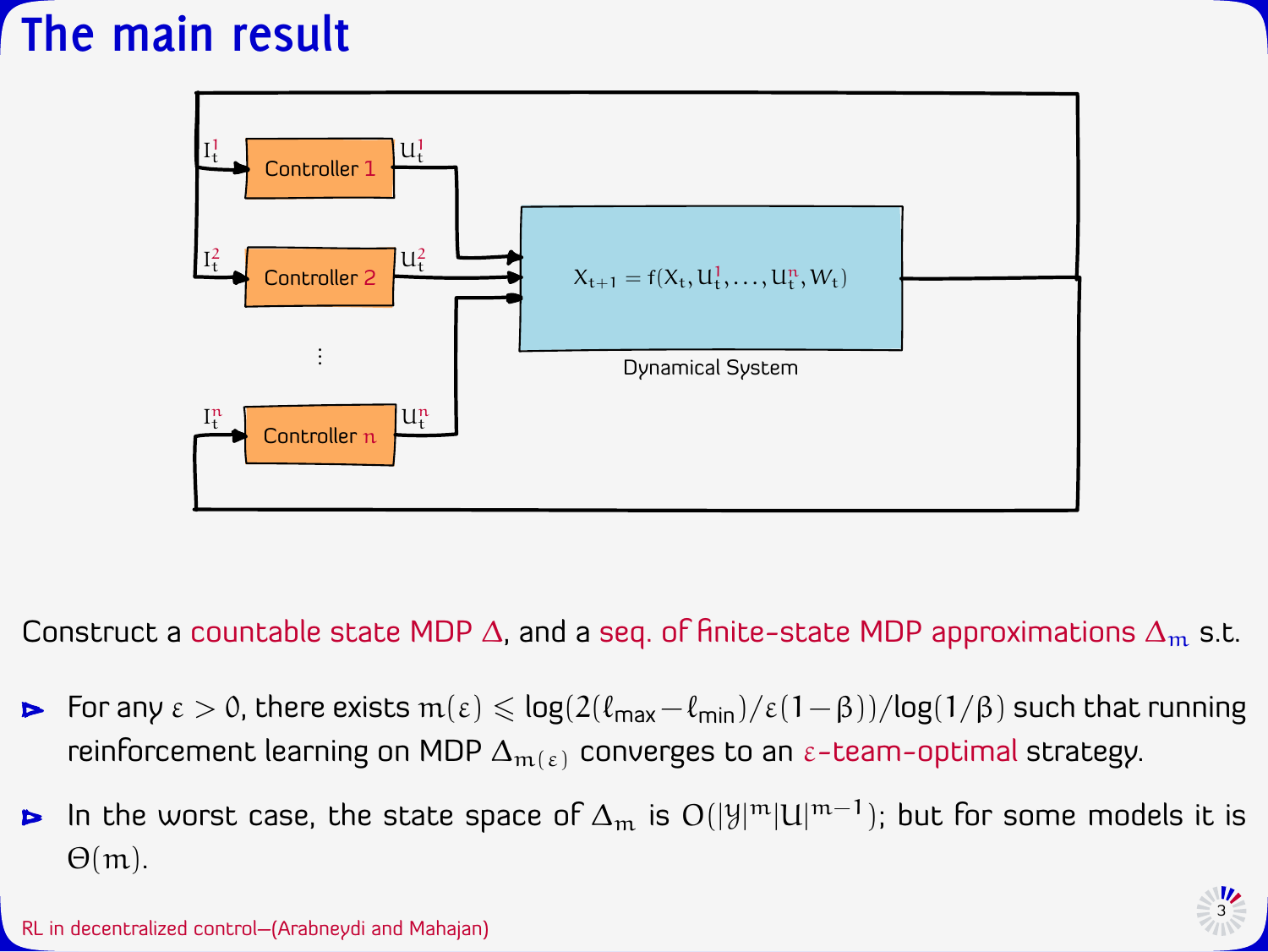# The main result

Construct a countable state MDP $\Delta$, and a seq. of finite-state MDP approximations $\Delta_m$ s.t.

- For any $\varepsilon > 0$, there exists $m(\varepsilon) \leqslant \log(2(\ell_{\max} - \ell_{\min})/\varepsilon(1-\beta))/\log(1/\beta)$ such that running reinforcement learning on MDP $\Delta_{m(\varepsilon)}$ converges to an $\varepsilon$-team-optimal strategy.
- In the worst case, the state space of $\Delta_m$ is $O(|\mathcal{Y}|^m |\mathcal{U}|^{m-1})$; but for some models it is $\Theta(m)$.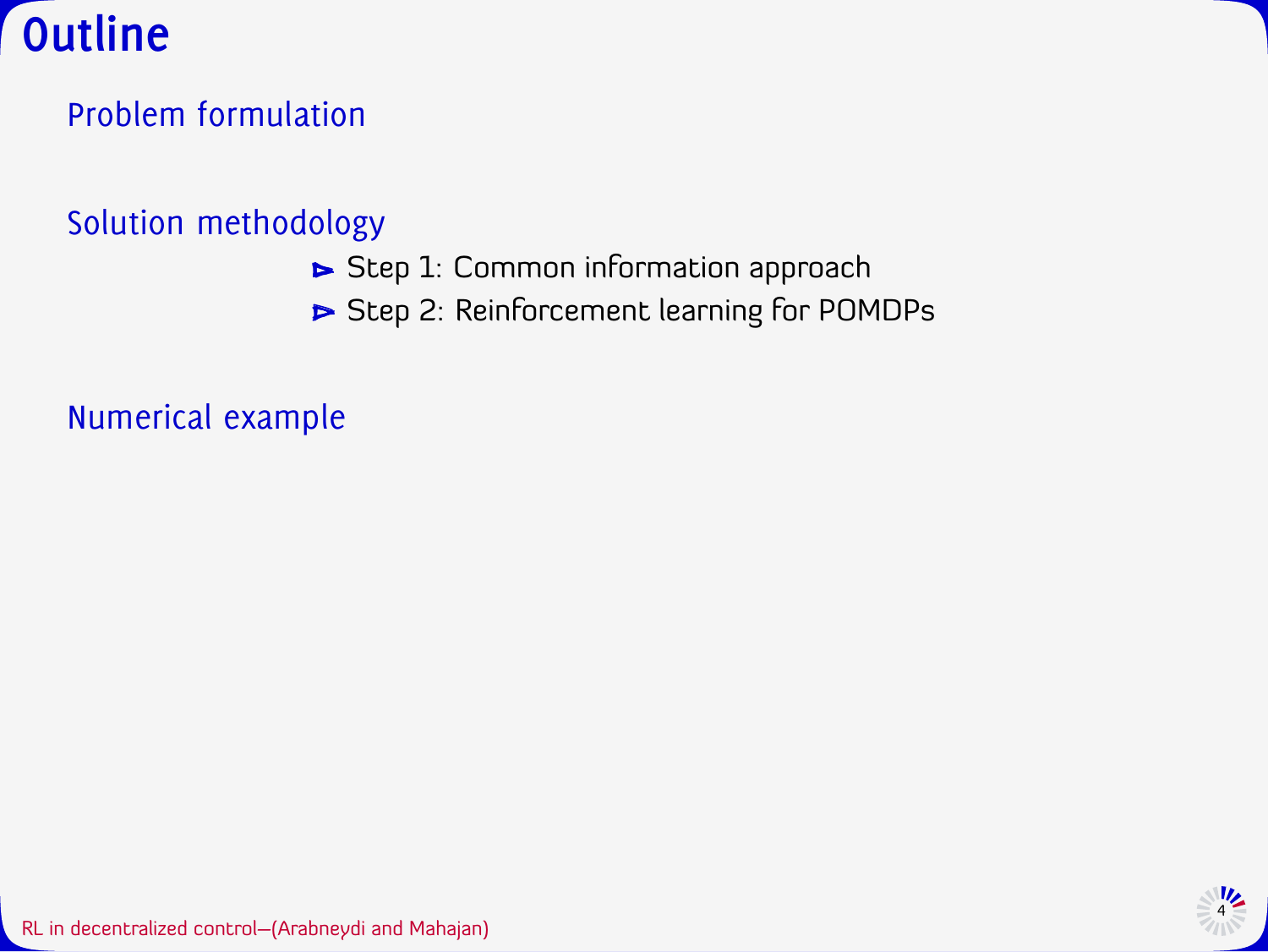# Outline

Problem formulation

Solution methodology

- Step 1: Common information approach
- Step 2: Reinforcement learning for POMDPs

Numerical example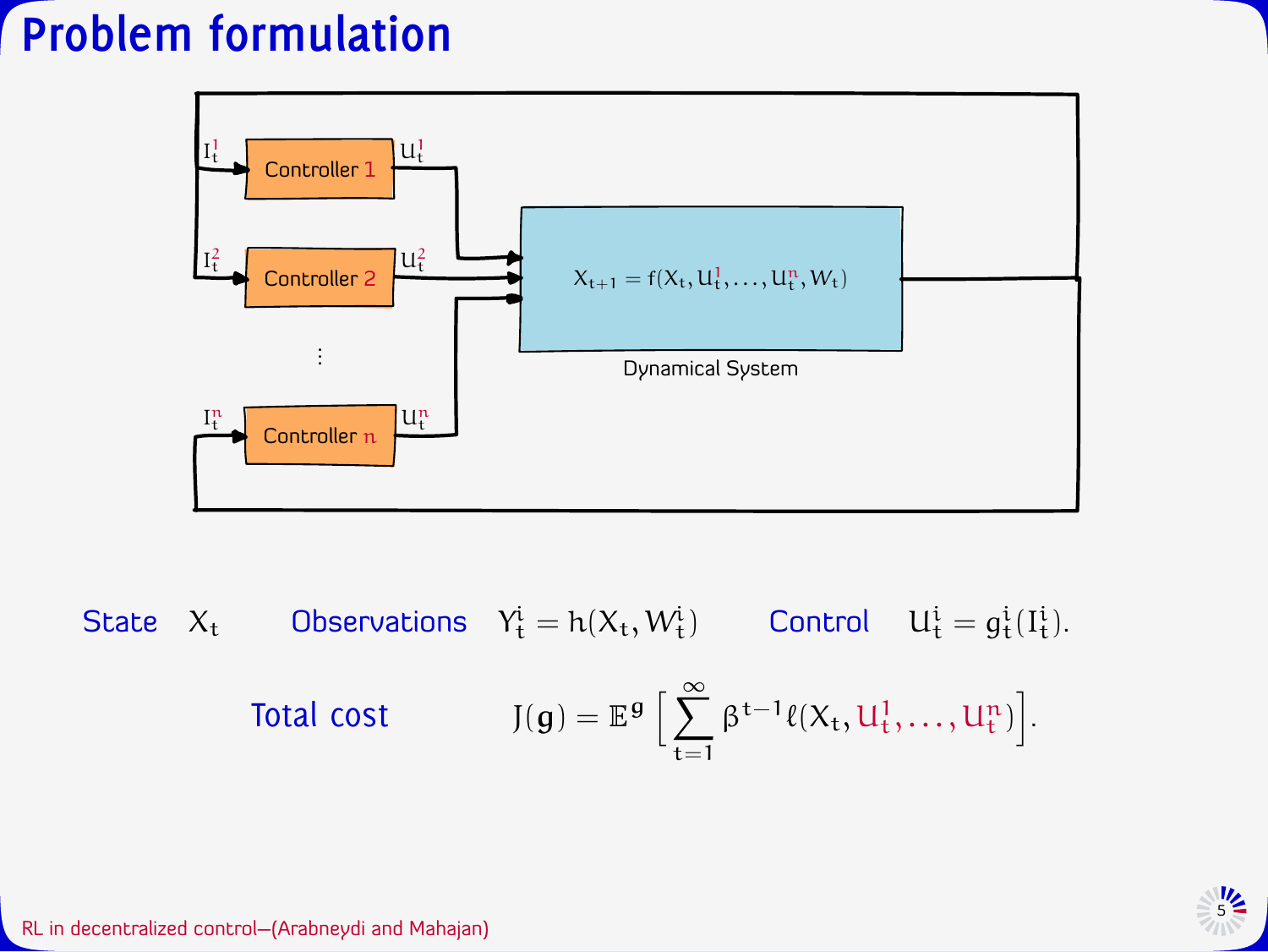# Problem formulation

Controller 1, Controller 2, ..., Controller $n$ with inputs $I_t^1, I_t^2, \dots, I_t^n$ and outputs $U_t^1, U_t^2, \dots, U_t^n$ feeding the Dynamical System:

$$X_{t+1} = f(X_t, U_t^1, \dots, U_t^n, W_t)$$

Dynamical System

State $X_t$ Observations $Y_t^i = h(X_t, W_t^i)$ Control $U_t^i = g_t^i(I_t^i)$.

Total cost

$$J(\mathbf{g}) = \mathbb{E}^{\mathbf{g}}\Big[\sum_{t=1}^{\infty} \beta^{t-1} \ell(X_t, U_t^1, \dots, U_t^n)\Big].$$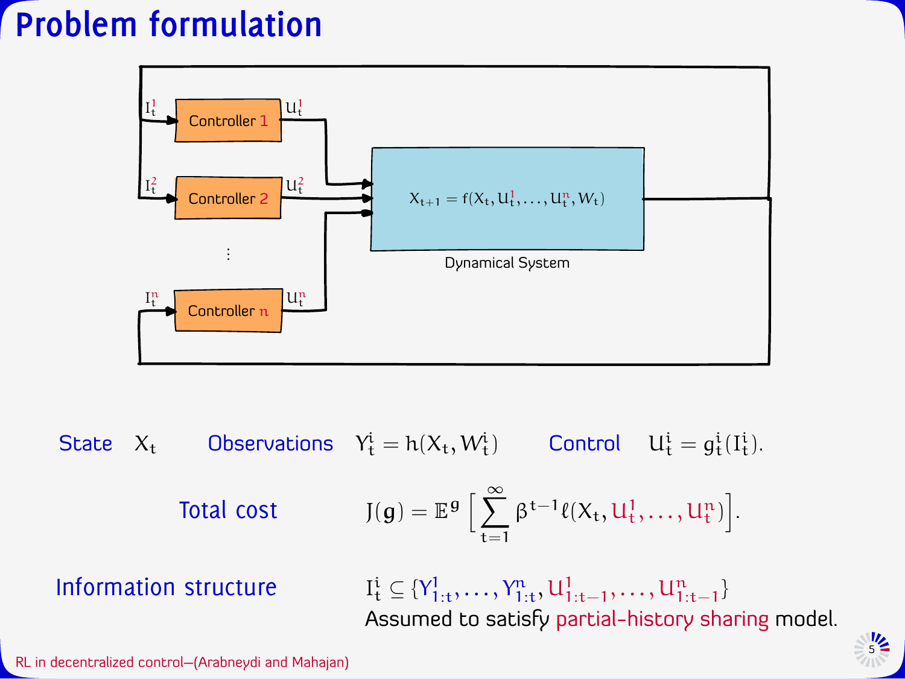# Problem formulation

State $X_t$ Observations $Y^i_t = h(X_t, W^i_t)$ Control $U^i_t = g^i_t(I^i_t)$.

Total cost

$$J(\mathbf{g}) = \mathbb{E}^{\mathbf{g}}\Big[\sum_{t=1}^{\infty} \beta^{t-1} \ell(X_t, U^1_t, \dots, U^n_t)\Big].$$

Information structure

$$I^i_t \subseteq \{Y^1_{1:t}, \dots, Y^n_{1:t}, U^1_{1:t-1}, \dots, U^n_{1:t-1}\}$$

Assumed to satisfy partial-history sharing model.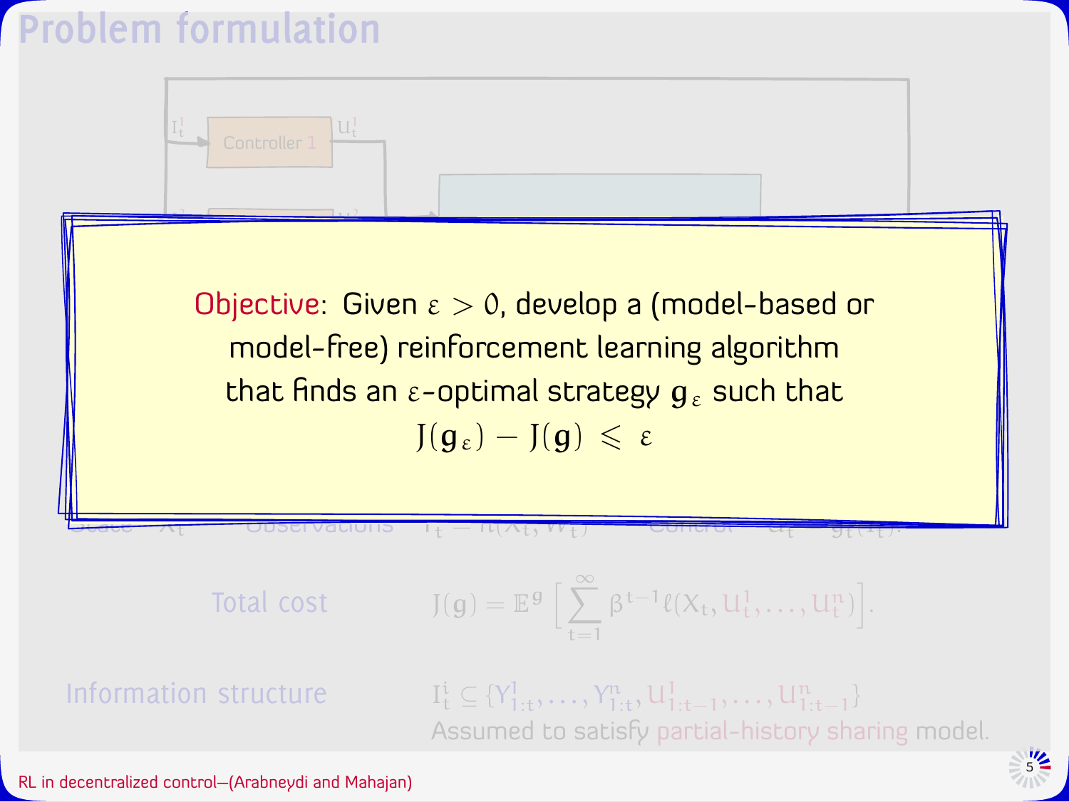# Problem formulation

**Objective**: Given $\varepsilon > 0$, develop a (model-based or model-free) reinforcement learning algorithm that finds an $\varepsilon$-optimal strategy $\mathbf{g}_\varepsilon$ such that

$$J(\mathbf{g}_\varepsilon) - J(\mathbf{g}) \leqslant \varepsilon$$

Total cost $\quad J(\mathbf{g}) = \mathbb{E}^{\mathbf{g}}\left[\sum_{t=1}^{\infty} \beta^{t-1} \ell(X_t, U_t^1, \dots, U_t^n)\right].$

Information structure $\quad I_t^i \subseteq \{Y_{1:t}^1, \dots, Y_{1:t}^n, U_{1:t-1}^1, \dots, U_{1:t-1}^n\}$

Assumed to satisfy partial-history sharing model.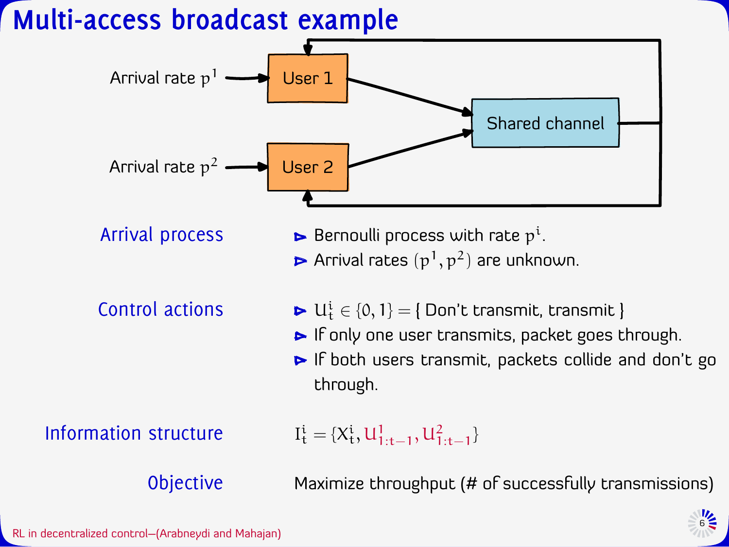# Multi-access broadcast example

Arrival rate $p^1$ → User 1 → Shared channel

Arrival rate $p^2$ → User 2 → Shared channel

**Arrival process**

- Bernoulli process with rate $p^i$.
- Arrival rates $(p^1, p^2)$ are unknown.

**Control actions**

- $U^i_t \in \{0, 1\} = \{$ Don't transmit, transmit $\}$
- If only one user transmits, packet goes through.
- If both users transmit, packets collide and don't go through.

**Information structure**

$I^i_t = \{X^i_t, U^1_{1:t-1}, U^2_{1:t-1}\}$

**Objective**

Maximize throughput (# of successfully transmissions)

RL in decentralized control—(Arabneydi and Mahajan)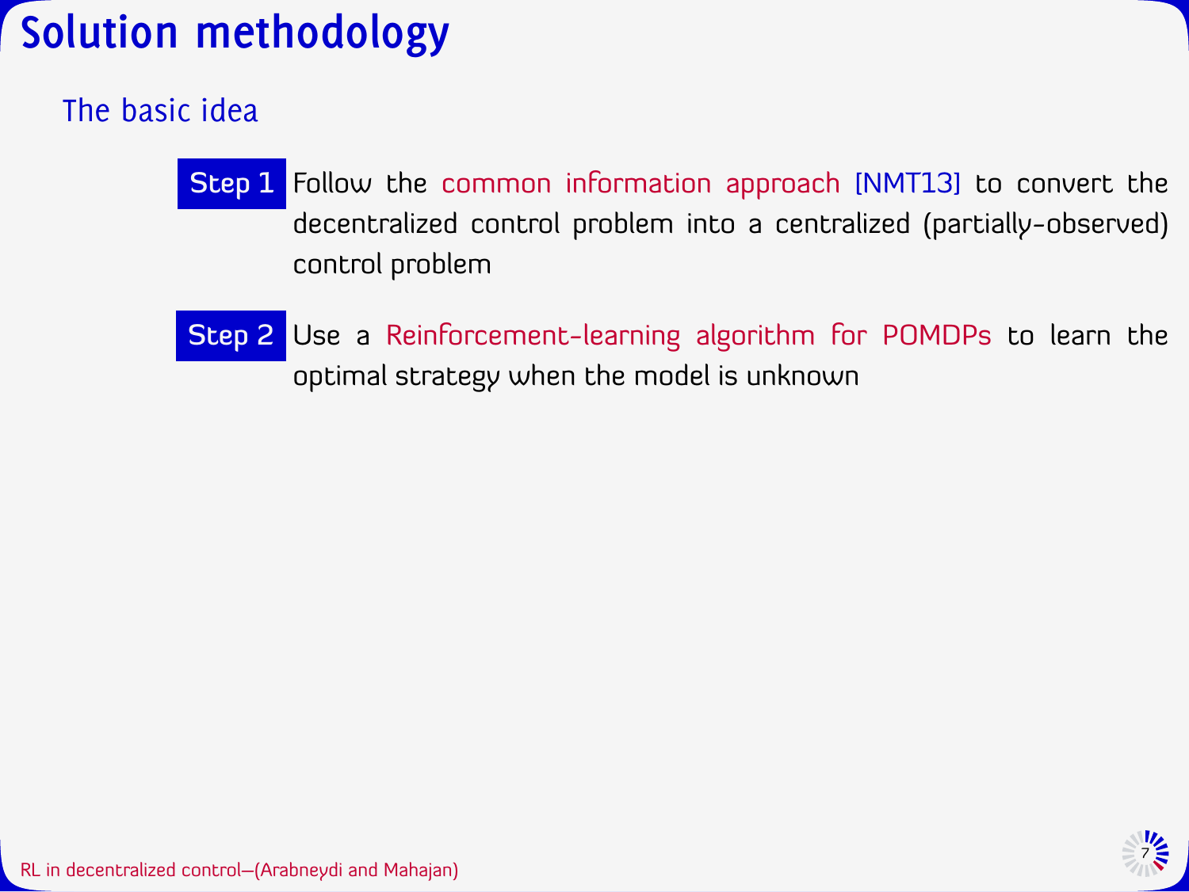# Solution methodology

## The basic idea

**Step 1** Follow the common information approach [NMT13] to convert the decentralized control problem into a centralized (partially-observed) control problem

**Step 2** Use a Reinforcement-learning algorithm for POMDPs to learn the optimal strategy when the model is unknown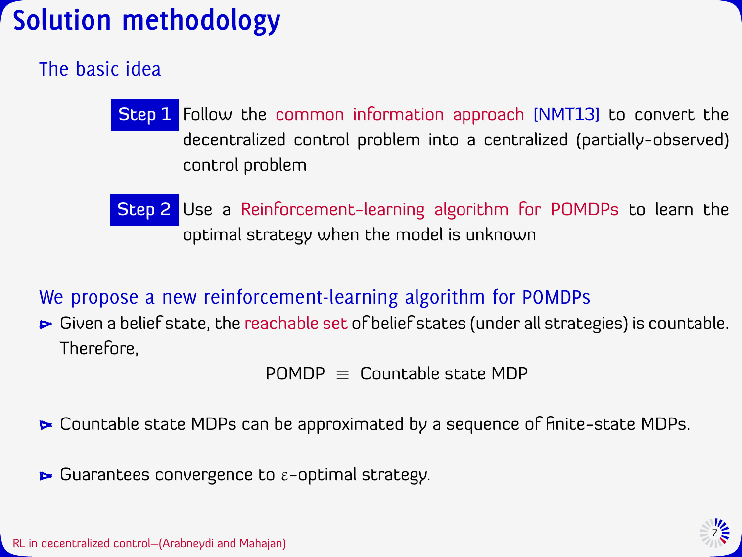# Solution methodology

## The basic idea

**Step 1** Follow the common information approach [NMT13] to convert the decentralized control problem into a centralized (partially-observed) control problem

**Step 2** Use a Reinforcement-learning algorithm for POMDPs to learn the optimal strategy when the model is unknown

## We propose a new reinforcement-learning algorithm for POMDPs

- Given a belief state, the reachable set of belief states (under all strategies) is countable. Therefore,

$$\text{POMDP} \equiv \text{Countable state MDP}$$

- Countable state MDPs can be approximated by a sequence of finite-state MDPs.

- Guarantees convergence to $\varepsilon$-optimal strategy.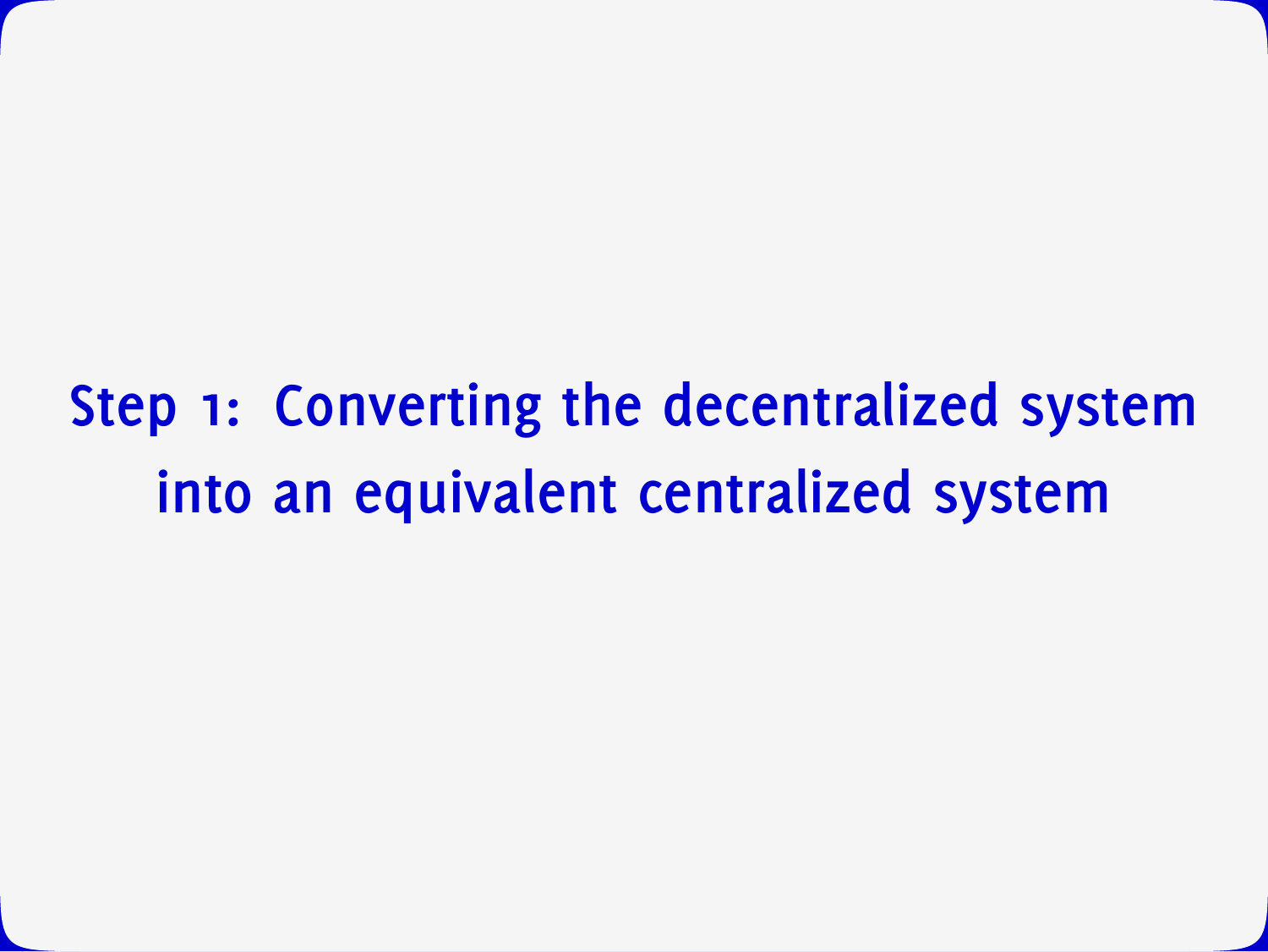# Step 1: Converting the decentralized system into an equivalent centralized system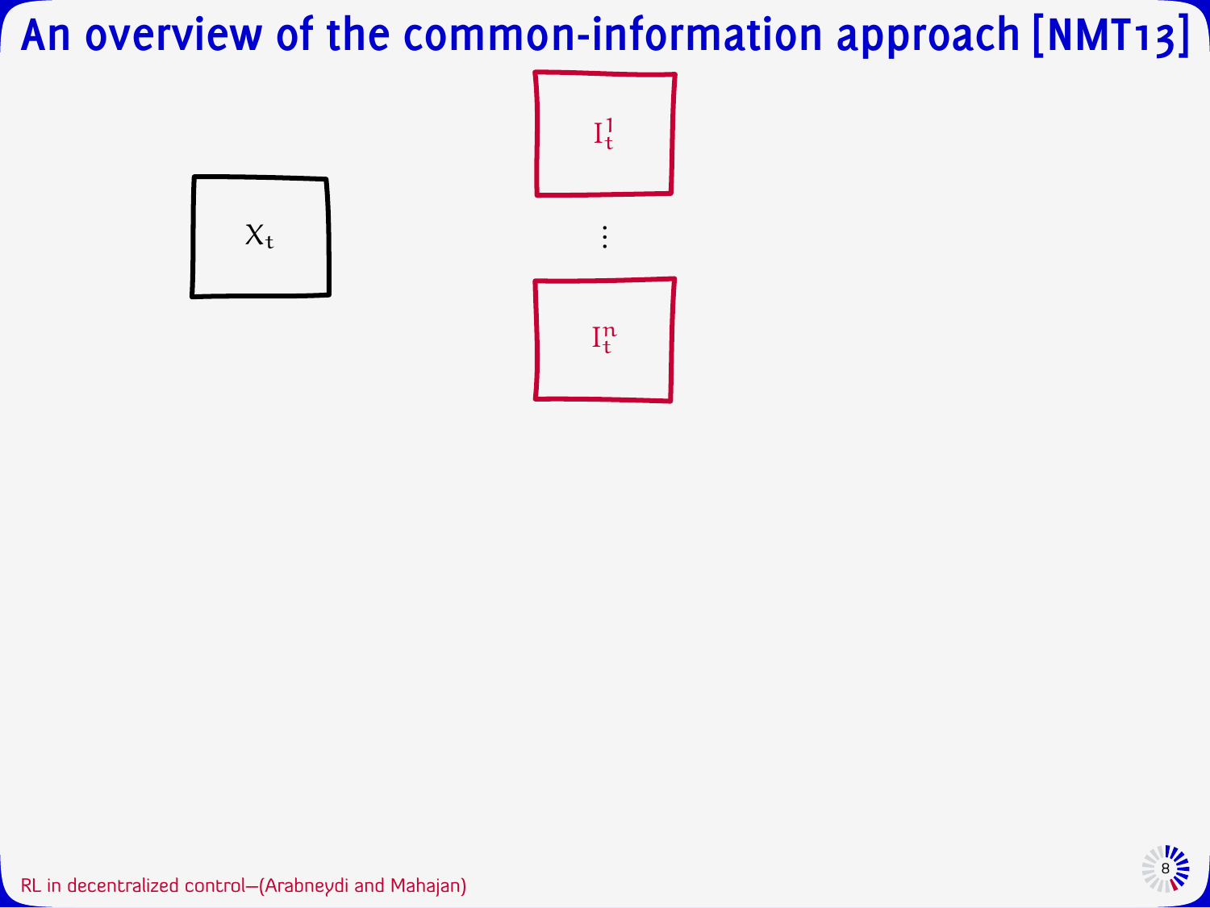# An overview of the common-information approach [NMT13]

$X_t$

$I_t^1$

$\vdots$

$I_t^n$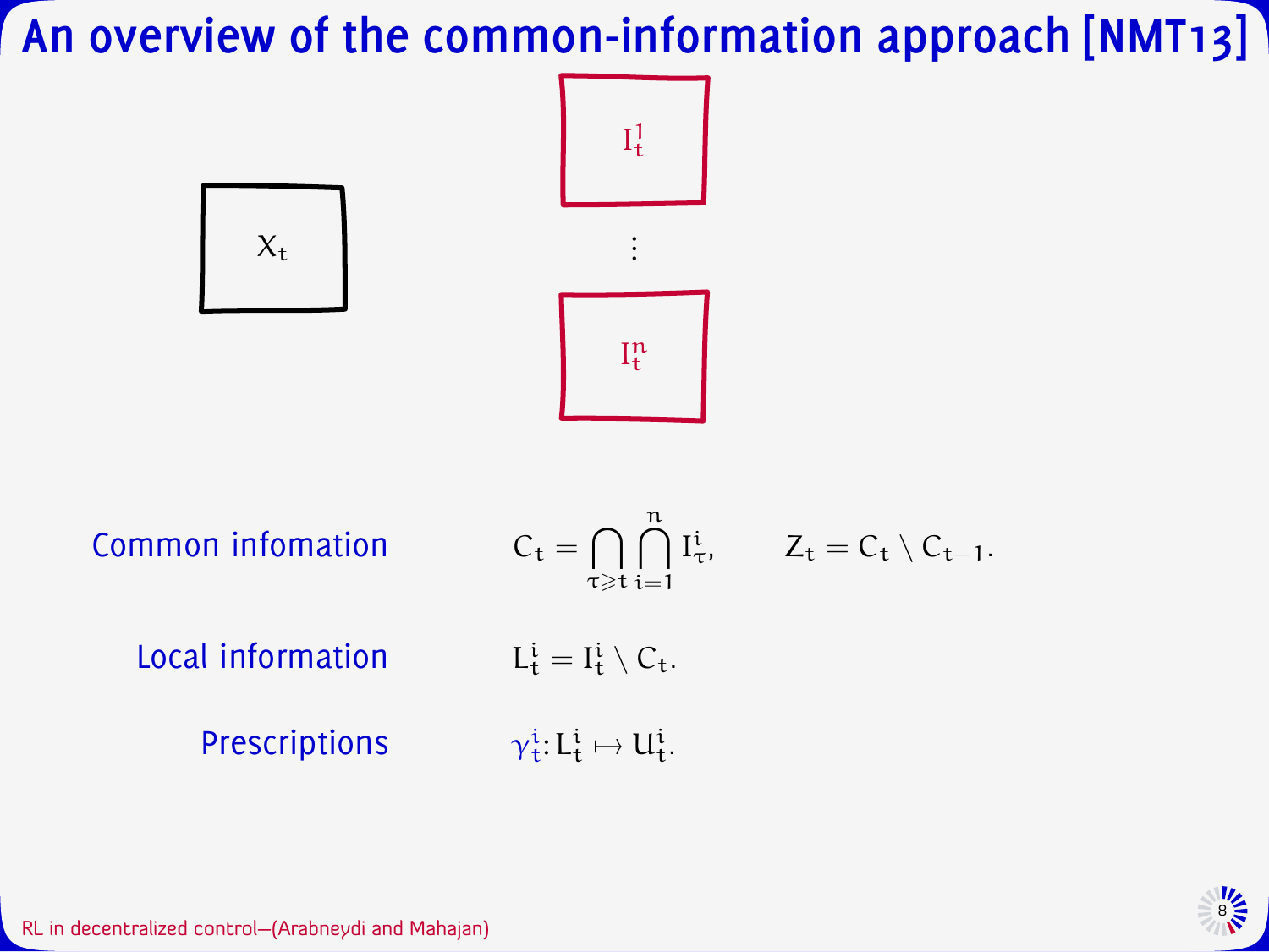# An overview of the common-information approach [NMT13]

$X_t$

$I_t^1$

$\vdots$

$I_t^n$

Common infomation $\quad C_t = \bigcap_{\tau \geqslant t} \bigcap_{i=1}^{n} I_\tau^i, \qquad Z_t = C_t \setminus C_{t-1}.$

Local information $\quad L_t^i = I_t^i \setminus C_t.$

Prescriptions $\quad \gamma_t^i \colon L_t^i \mapsto U_t^i.$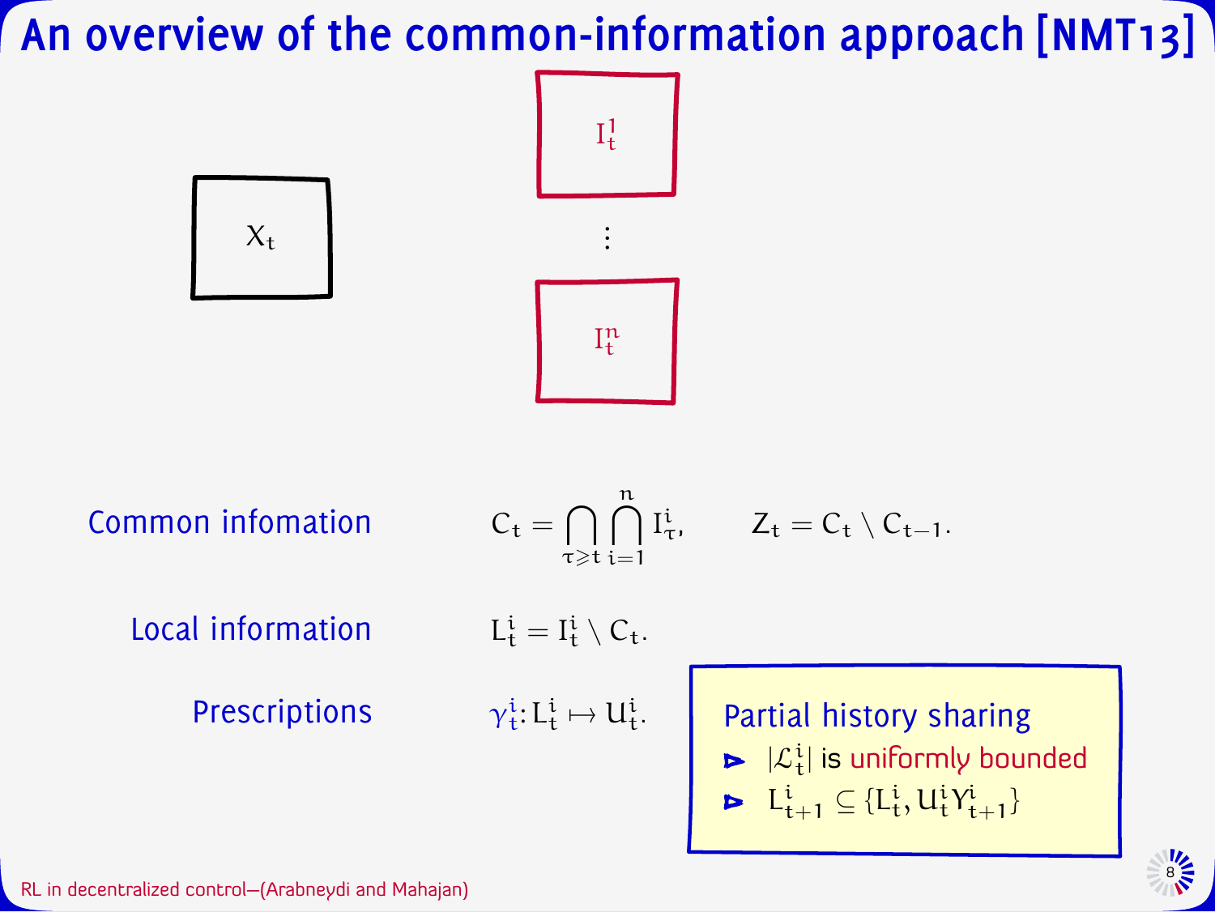# An overview of the common-information approach [NMT13]

$X_t$

$I_t^1$

$\vdots$

$I_t^n$

Common infomation $\quad C_t = \bigcap_{\tau \geqslant t} \bigcap_{i=1}^{n} I_\tau^i, \qquad Z_t = C_t \setminus C_{t-1}.$

Local information $\quad L_t^i = I_t^i \setminus C_t.$

Prescriptions $\quad \gamma_t^i \colon L_t^i \mapsto U_t^i.$

**Partial history sharing**

- $|\mathcal{L}_t^i|$ is uniformly bounded
- $L_{t+1}^i \subseteq \{L_t^i, U_t^i Y_{t+1}^i\}$

RL in decentralized control—(Arabneydi and Mahajan)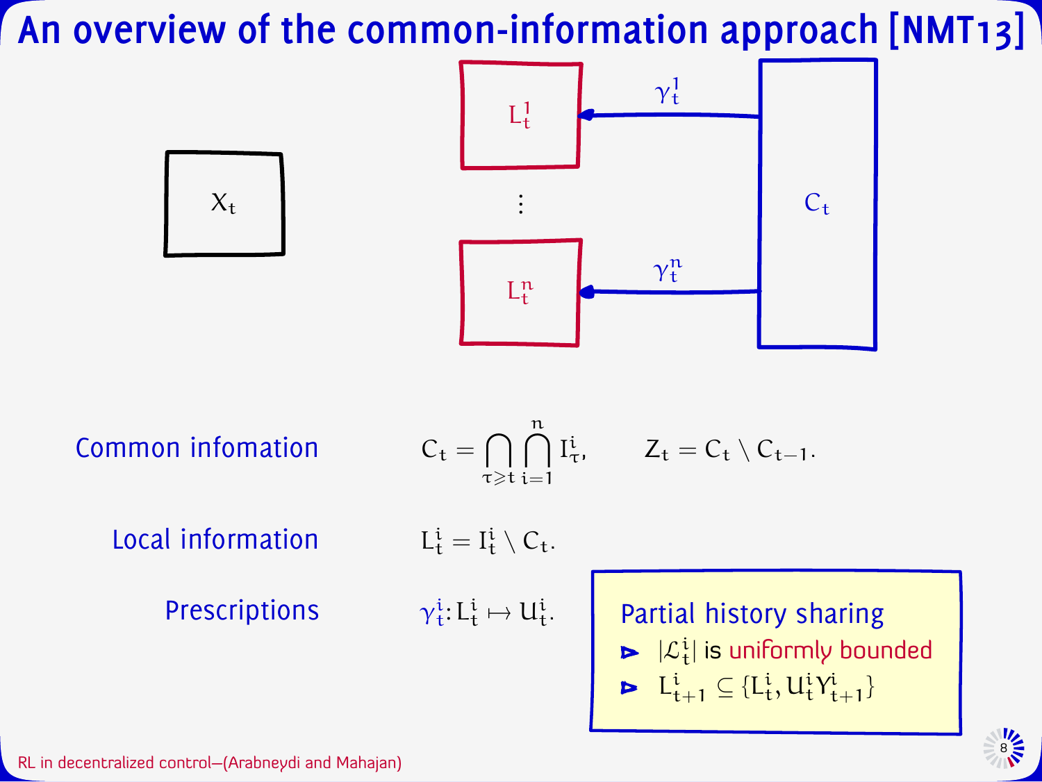# An overview of the common-information approach [NMT13]

$X_t$

$L_t^1$ ⋮ $L_t^n$

$\gamma_t^1$, $\gamma_t^n$

$C_t$

Common infomation $\quad C_t = \bigcap_{\tau \geqslant t} \bigcap_{i=1}^{n} I_\tau^i, \qquad Z_t = C_t \setminus C_{t-1}.$

Local information $\quad L_t^i = I_t^i \setminus C_t.$

Prescriptions $\quad \gamma_t^i \colon L_t^i \mapsto U_t^i.$

**Partial history sharing**

- $|\mathcal{L}_t^i|$ is uniformly bounded
- $L_{t+1}^i \subseteq \{L_t^i, U_t^i Y_{t+1}^i\}$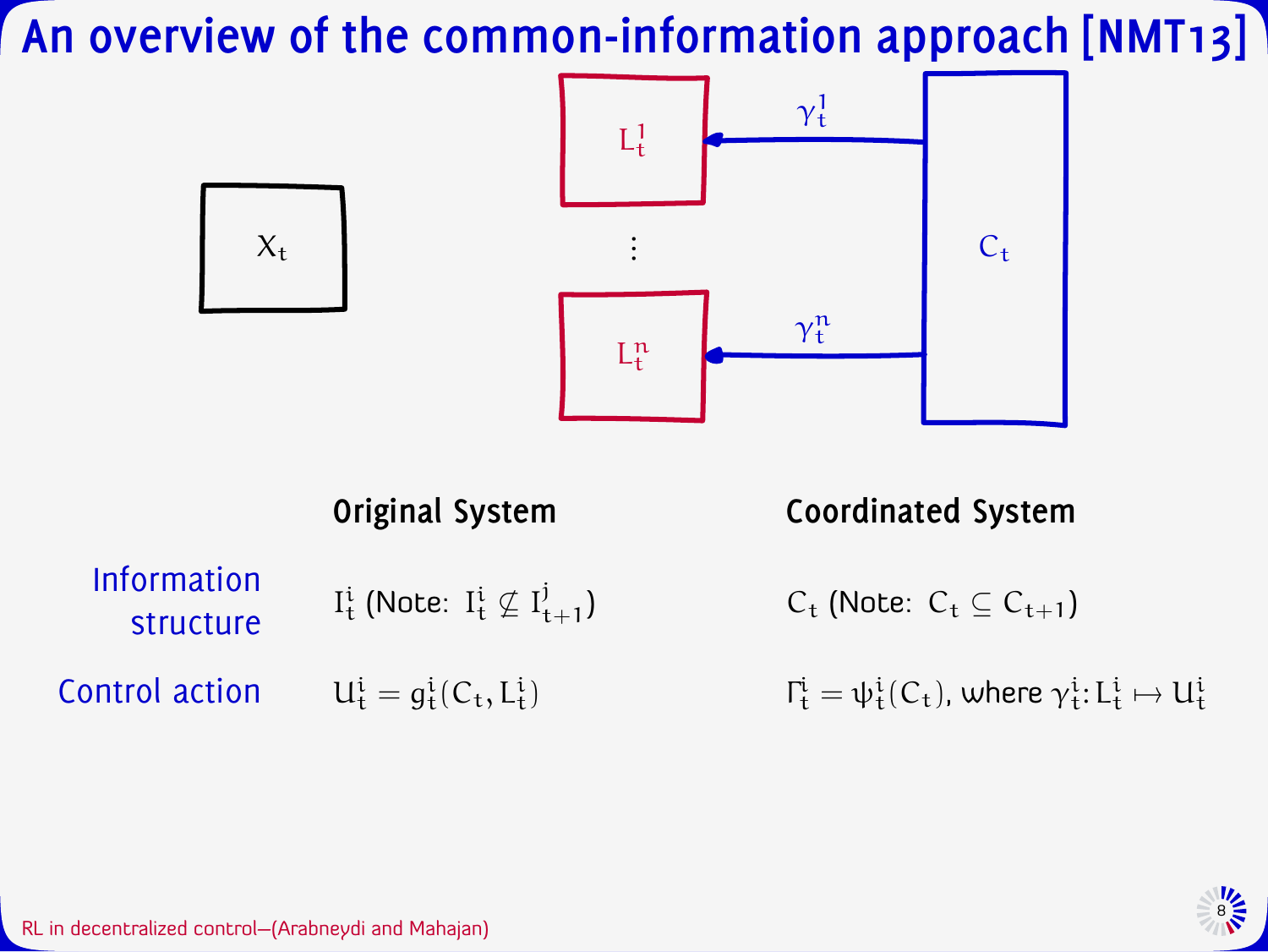# An overview of the common-information approach [NMT13]

$X_t$

$L_t^1$ ⋮ $L_t^n$

$\gamma_t^1$ $\gamma_t^n$

$C_t$

| | **Original System** | **Coordinated System** |
|---|---|---|
| Information structure | $I_t^i$ (Note: $I_t^i \not\subseteq I_{t+1}^j$) | $C_t$ (Note: $C_t \subseteq C_{t+1}$) |
| Control action | $U_t^i = g_t^i(C_t, L_t^i)$ | $\Gamma_t^i = \psi_t^i(C_t)$, where $\gamma_t^i \colon L_t^i \mapsto U_t^i$ |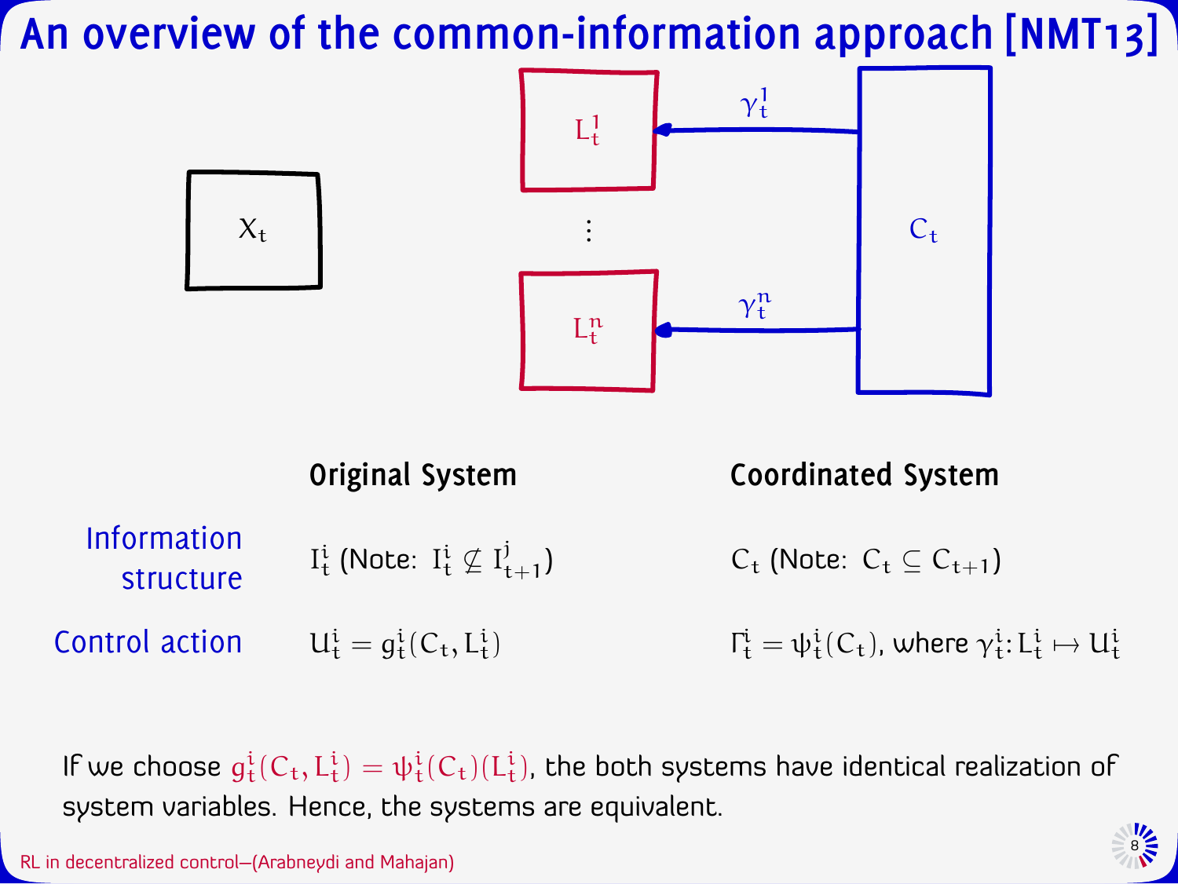# An overview of the common-information approach [NMT13]

$X_t$

$L_t^1$ $\gamma_t^1$

$\vdots$

$L_t^n$ $\gamma_t^n$

$C_t$

| | **Original System** | **Coordinated System** |
|---|---|---|
| Information structure | $I_t^i$ (Note: $I_t^i \not\subseteq I_{t+1}^j$) | $C_t$ (Note: $C_t \subseteq C_{t+1}$) |
| Control action | $U_t^i = g_t^i(C_t, L_t^i)$ | $\Gamma_t^i = \psi_t^i(C_t)$, where $\gamma_t^i \colon L_t^i \mapsto U_t^i$ |

If we choose $g_t^i(C_t, L_t^i) = \psi_t^i(C_t)(L_t^i)$, the both systems have identical realization of system variables. Hence, the systems are equivalent.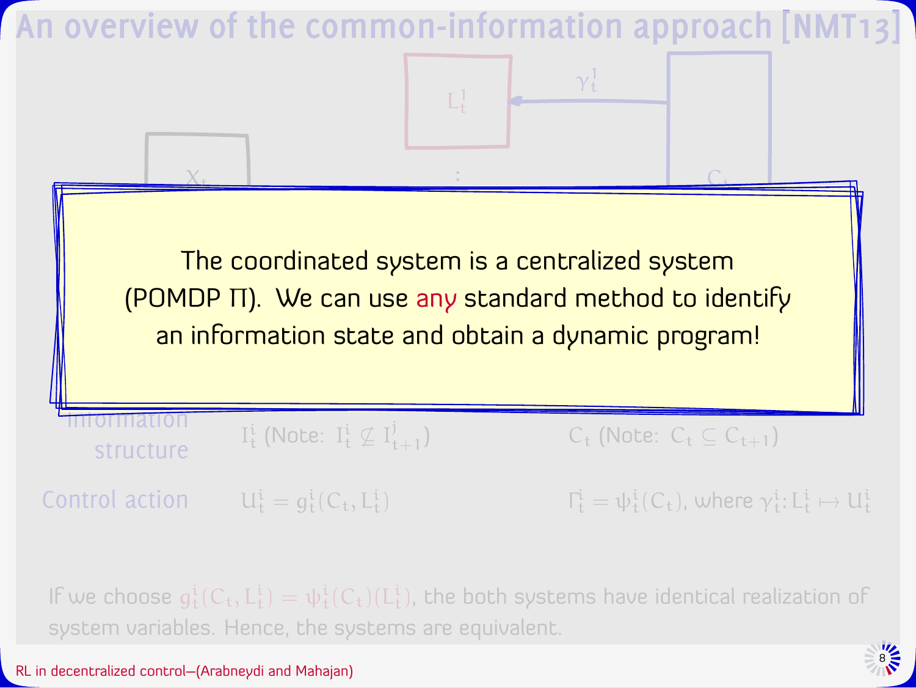# An overview of the common-information approach [NMT13]

The coordinated system is a centralized system (POMDP Π). We can use any standard method to identify an information state and obtain a dynamic program!

| | | |
|---|---|---|
| Information structure | $I_t^i$ (Note: $I_t^i \not\subseteq I_{t+1}^j$) | $C_t$ (Note: $C_t \subseteq C_{t+1}$) |
| Control action | $U_t^i = g_t^i(C_t, L_t^i)$ | $\Gamma_t^i = \psi_t^i(C_t)$, where $\gamma_t^i : L_t^i \mapsto U_t^i$ |

If we choose $g_t^i(C_t, L_t^i) = \psi_t^i(C_t)(L_t^i)$, the both systems have identical realization of system variables. Hence, the systems are equivalent.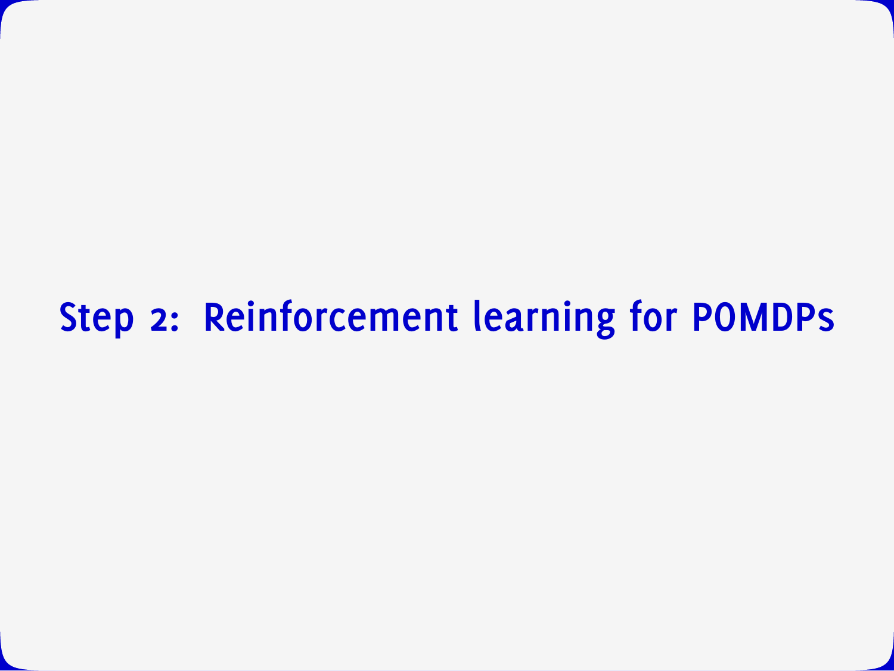# Step 2: Reinforcement learning for POMDPs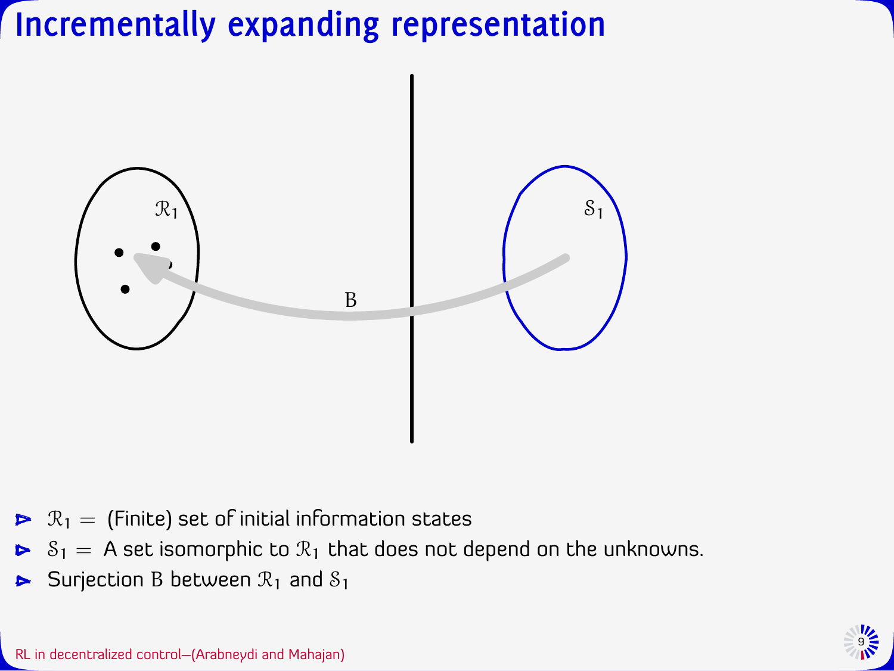# Incrementally expanding representation

- $\mathcal{R}_1 =$ (Finite) set of initial information states
- $\mathcal{S}_1 =$ A set isomorphic to $\mathcal{R}_1$ that does not depend on the unknowns.
- Surjection $\mathrm{B}$ between $\mathcal{R}_1$ and $\mathcal{S}_1$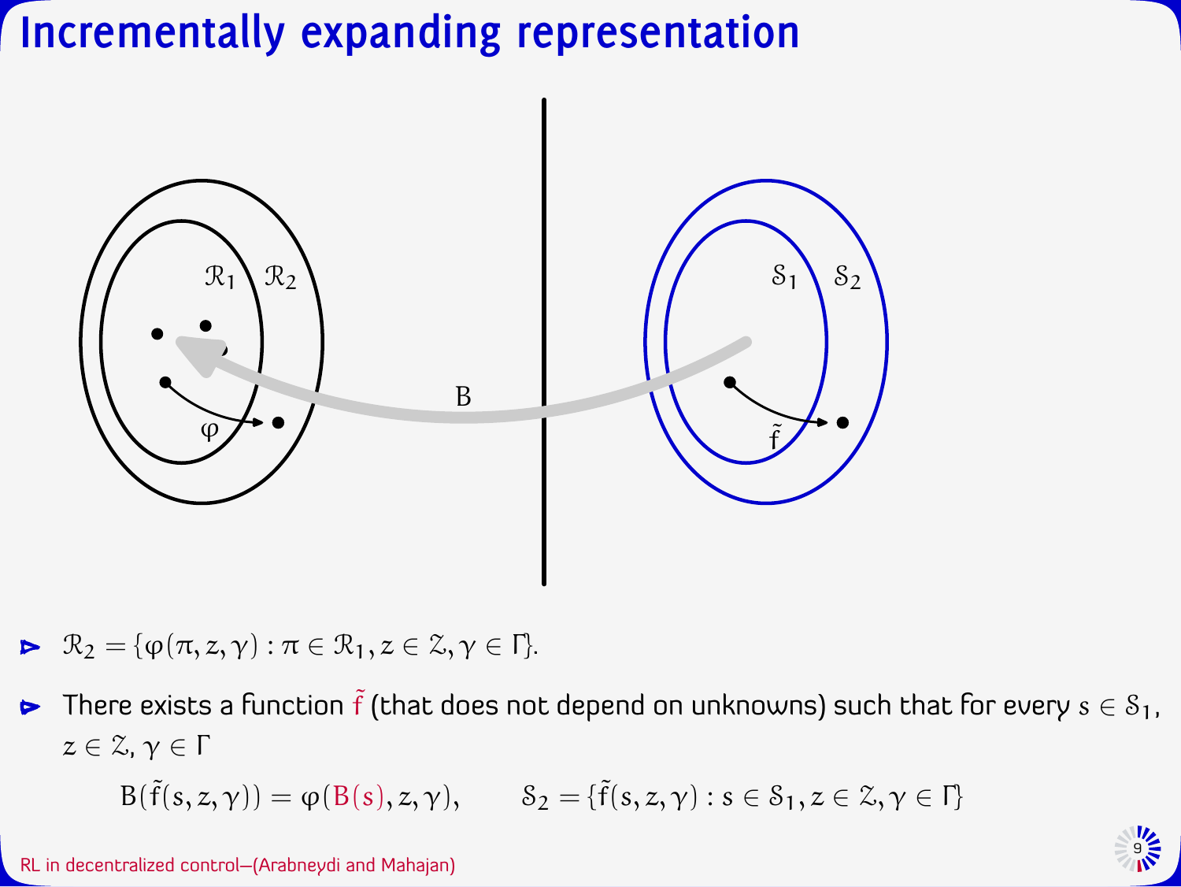# Incrementally expanding representation

- $\mathcal{R}_2 = \{\varphi(\pi, z, \gamma) : \pi \in \mathcal{R}_1, z \in \mathcal{Z}, \gamma \in \Gamma\}$.

- There exists a function $\tilde{f}$ (that does not depend on unknowns) such that for every $s \in \mathcal{S}_1$, $z \in \mathcal{Z}$, $\gamma \in \Gamma$

$$B(\tilde{f}(s, z, \gamma)) = \varphi(B(s), z, \gamma), \qquad \mathcal{S}_2 = \{\tilde{f}(s, z, \gamma) : s \in \mathcal{S}_1, z \in \mathcal{Z}, \gamma \in \Gamma\}$$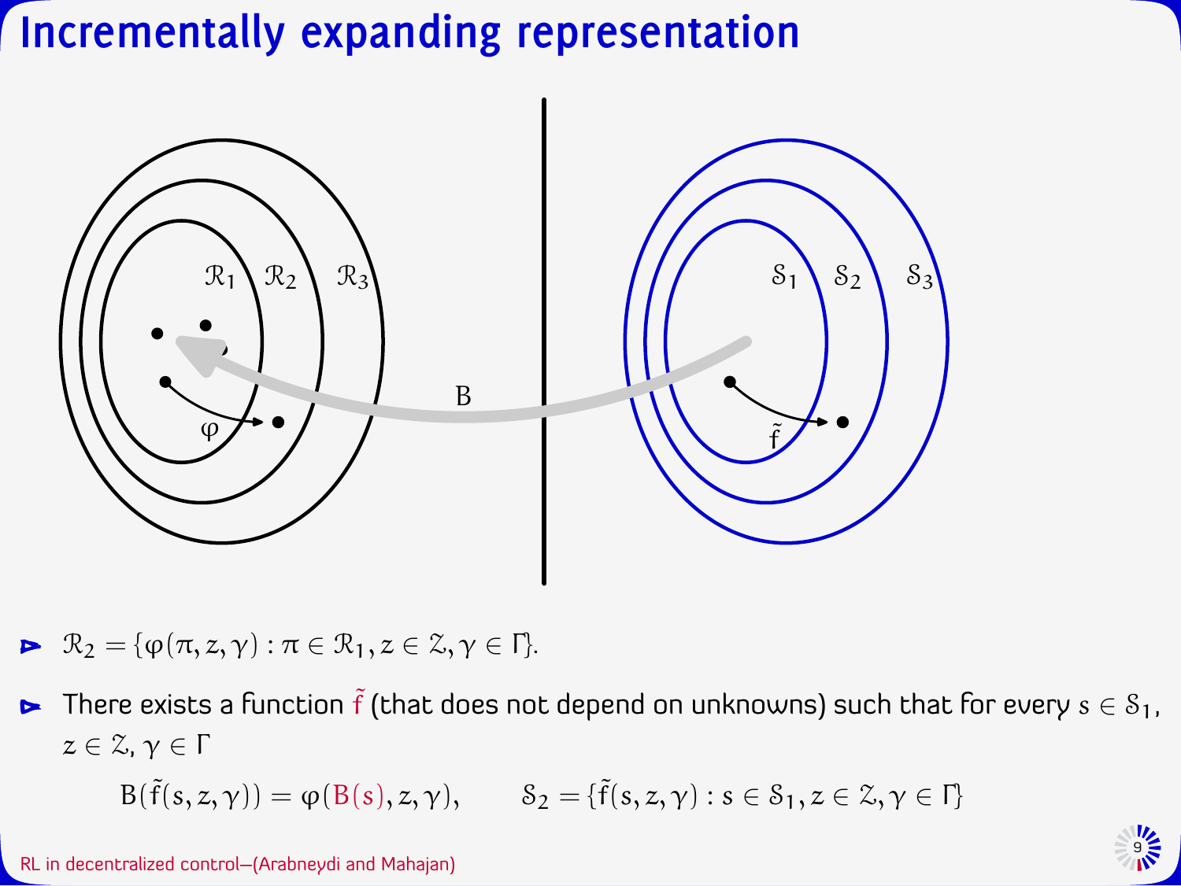# Incrementally expanding representation

- $\mathcal{R}_2 = \{\varphi(\pi, z, \gamma) : \pi \in \mathcal{R}_1, z \in \mathcal{Z}, \gamma \in \Gamma\}$.
- There exists a function $\tilde{f}$ (that does not depend on unknowns) such that for every $s \in \mathcal{S}_1$, $z \in \mathcal{Z}$, $\gamma \in \Gamma$

$$B(\tilde{f}(s, z, \gamma)) = \varphi(B(s), z, \gamma), \qquad \mathcal{S}_2 = \{\tilde{f}(s, z, \gamma) : s \in \mathcal{S}_1, z \in \mathcal{Z}, \gamma \in \Gamma\}$$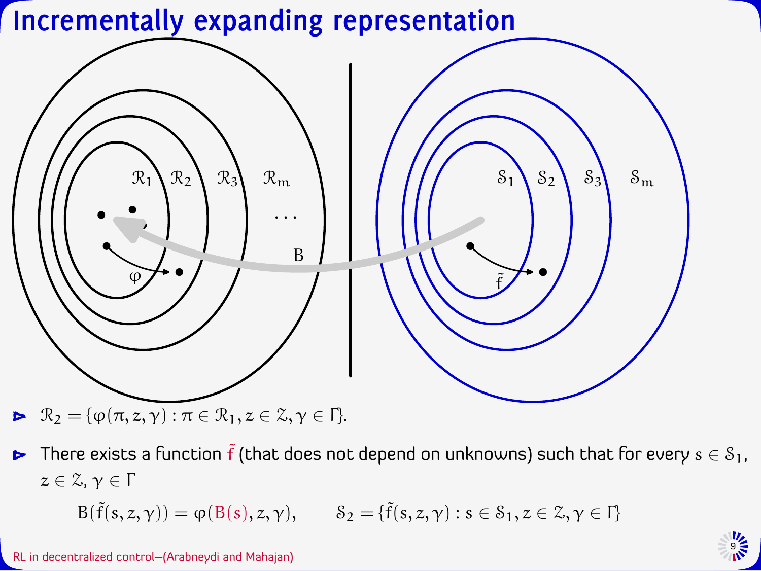# Incrementally expanding representation

$\mathcal{R}_1$ $\mathcal{R}_2$ $\mathcal{R}_3$ $\mathcal{R}_m$ $\cdots$ $\varphi$ $B$ $\mathcal{S}_1$ $\mathcal{S}_2$ $\mathcal{S}_3$ $\mathcal{S}_m$ $\tilde{f}$

- $\mathcal{R}_2 = \{\varphi(\pi, z, \gamma) : \pi \in \mathcal{R}_1, z \in \mathcal{Z}, \gamma \in \Gamma\}$.
- There exists a function $\tilde{f}$ (that does not depend on unknowns) such that for every $s \in \mathcal{S}_1$, $z \in \mathcal{Z}$, $\gamma \in \Gamma$

$$B(\tilde{f}(s, z, \gamma)) = \varphi(B(s), z, \gamma), \qquad \mathcal{S}_2 = \{\tilde{f}(s, z, \gamma) : s \in \mathcal{S}_1, z \in \mathcal{Z}, \gamma \in \Gamma\}$$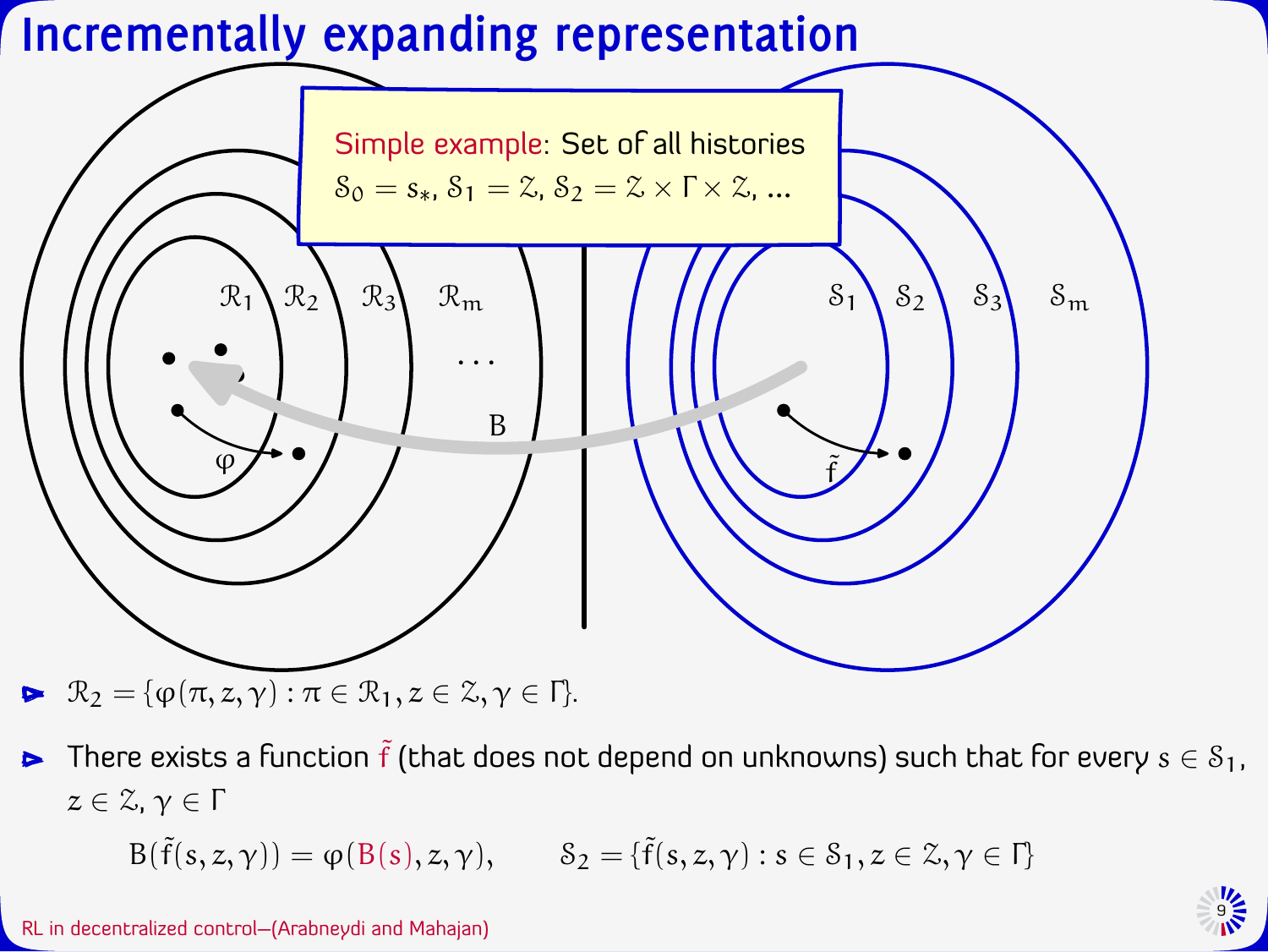# Incrementally expanding representation

**Simple example:** Set of all histories
$\mathcal{S}_0 = s_*$, $\mathcal{S}_1 = \mathcal{Z}$, $\mathcal{S}_2 = \mathcal{Z} \times \Gamma \times \mathcal{Z}$, ...

$\mathcal{R}_1$ $\mathcal{R}_2$ $\mathcal{R}_3$ $\mathcal{R}_m$ ... $\varphi$ $B$ $\mathcal{S}_1$ $\mathcal{S}_2$ $\mathcal{S}_3$ $\mathcal{S}_m$ $\tilde{f}$

- $\mathcal{R}_2 = \{\varphi(\pi, z, \gamma) : \pi \in \mathcal{R}_1, z \in \mathcal{Z}, \gamma \in \Gamma\}$.
- There exists a function $\tilde{f}$ (that does not depend on unknowns) such that for every $s \in \mathcal{S}_1$, $z \in \mathcal{Z}$, $\gamma \in \Gamma$

$$B(\tilde{f}(s, z, \gamma)) = \varphi(B(s), z, \gamma), \qquad \mathcal{S}_2 = \{\tilde{f}(s, z, \gamma) : s \in \mathcal{S}_1, z \in \mathcal{Z}, \gamma \in \Gamma\}$$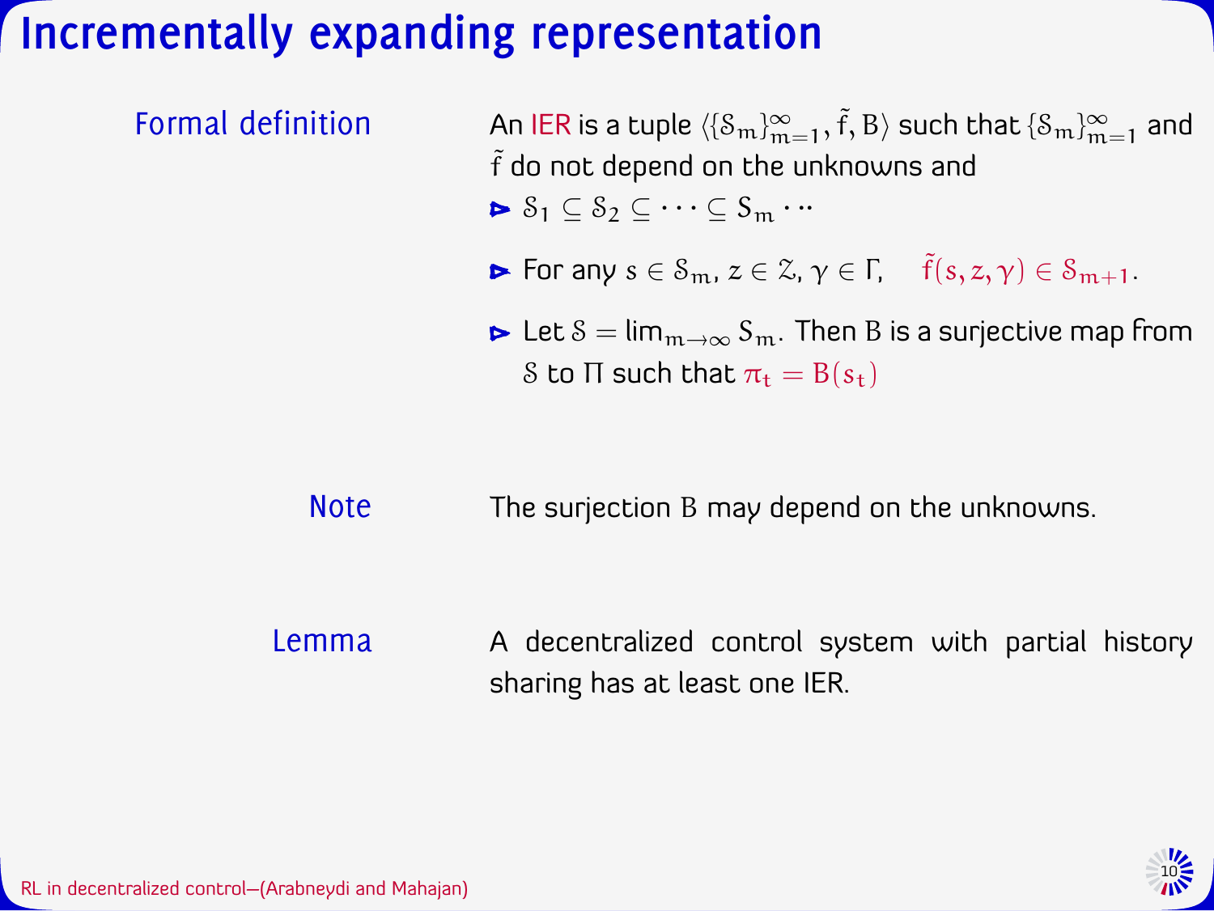# Incrementally expanding representation

**Formal definition**

An IER is a tuple $\langle \{\mathcal{S}_m\}_{m=1}^{\infty}, \tilde{f}, B \rangle$ such that $\{\mathcal{S}_m\}_{m=1}^{\infty}$ and $\tilde{f}$ do not depend on the unknowns and

- $\mathcal{S}_1 \subseteq \mathcal{S}_2 \subseteq \cdots \subseteq \mathcal{S}_m \cdots$
- For any $s \in \mathcal{S}_m$, $z \in \mathcal{Z}$, $\gamma \in \Gamma$, $\quad \tilde{f}(s, z, \gamma) \in \mathcal{S}_{m+1}$.
- Let $\mathcal{S} = \lim_{m \to \infty} \mathcal{S}_m$. Then $B$ is a surjective map from $\mathcal{S}$ to $\Pi$ such that $\pi_t = B(s_t)$

**Note**

The surjection $B$ may depend on the unknowns.

**Lemma**

A decentralized control system with partial history sharing has at least one IER.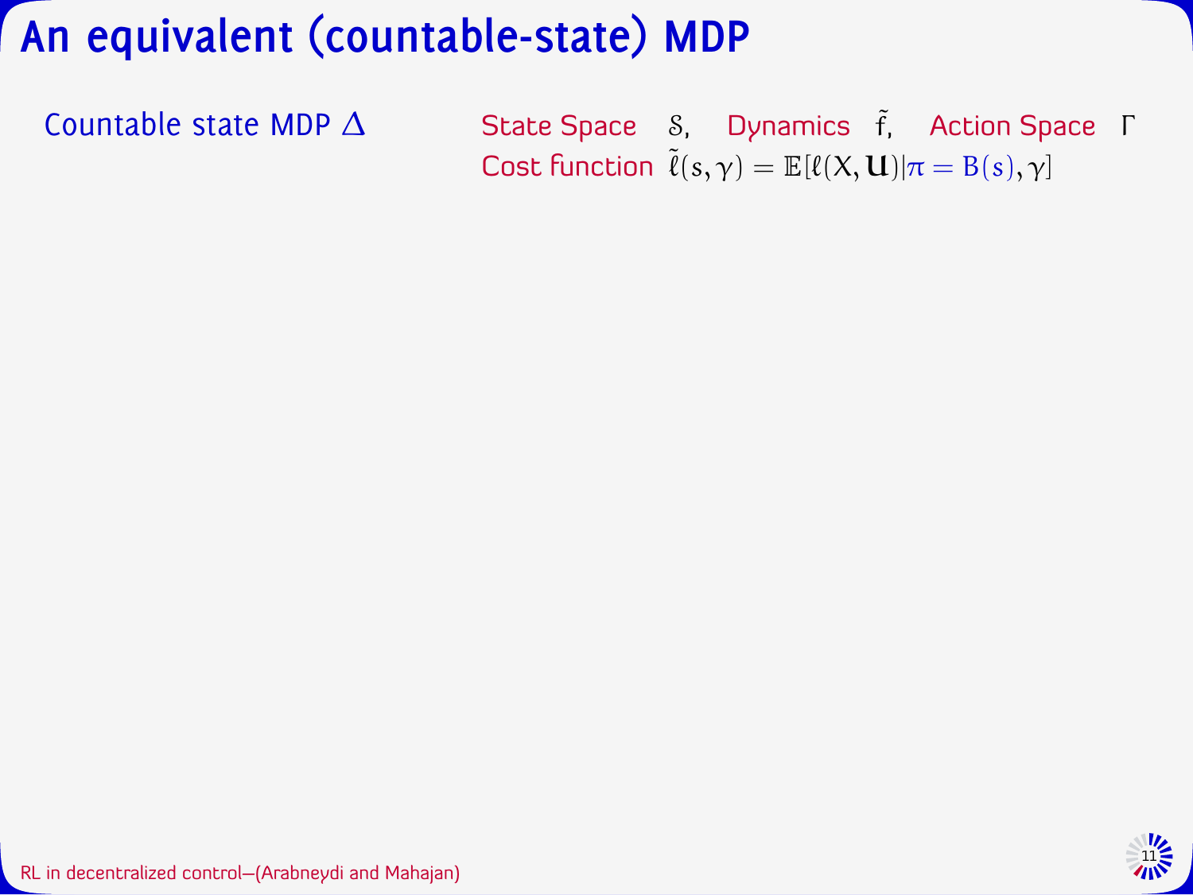# An equivalent (countable-state) MDP

Countable state MDP $\Delta$

State Space $\mathcal{S}$, Dynamics $\tilde{f}$, Action Space $\Gamma$

Cost function $\tilde{\ell}(s, \gamma) = \mathbb{E}[\ell(X, \mathbf{U}) | \pi = B(s), \gamma]$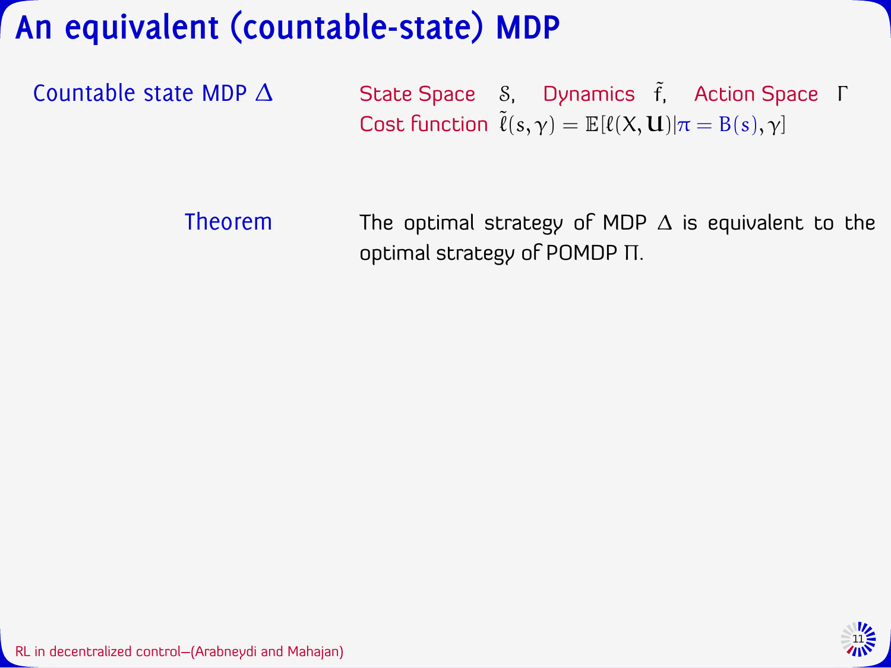# An equivalent (countable-state) MDP

**Countable state MDP $\Delta$**

State Space $\mathcal{S}$, Dynamics $\tilde{f}$, Action Space $\Gamma$

Cost function $\tilde{\ell}(s, \gamma) = \mathbb{E}[\ell(X, \mathbf{U}) | \pi = B(s), \gamma]$

**Theorem**

The optimal strategy of MDP $\Delta$ is equivalent to the optimal strategy of POMDP $\Pi$.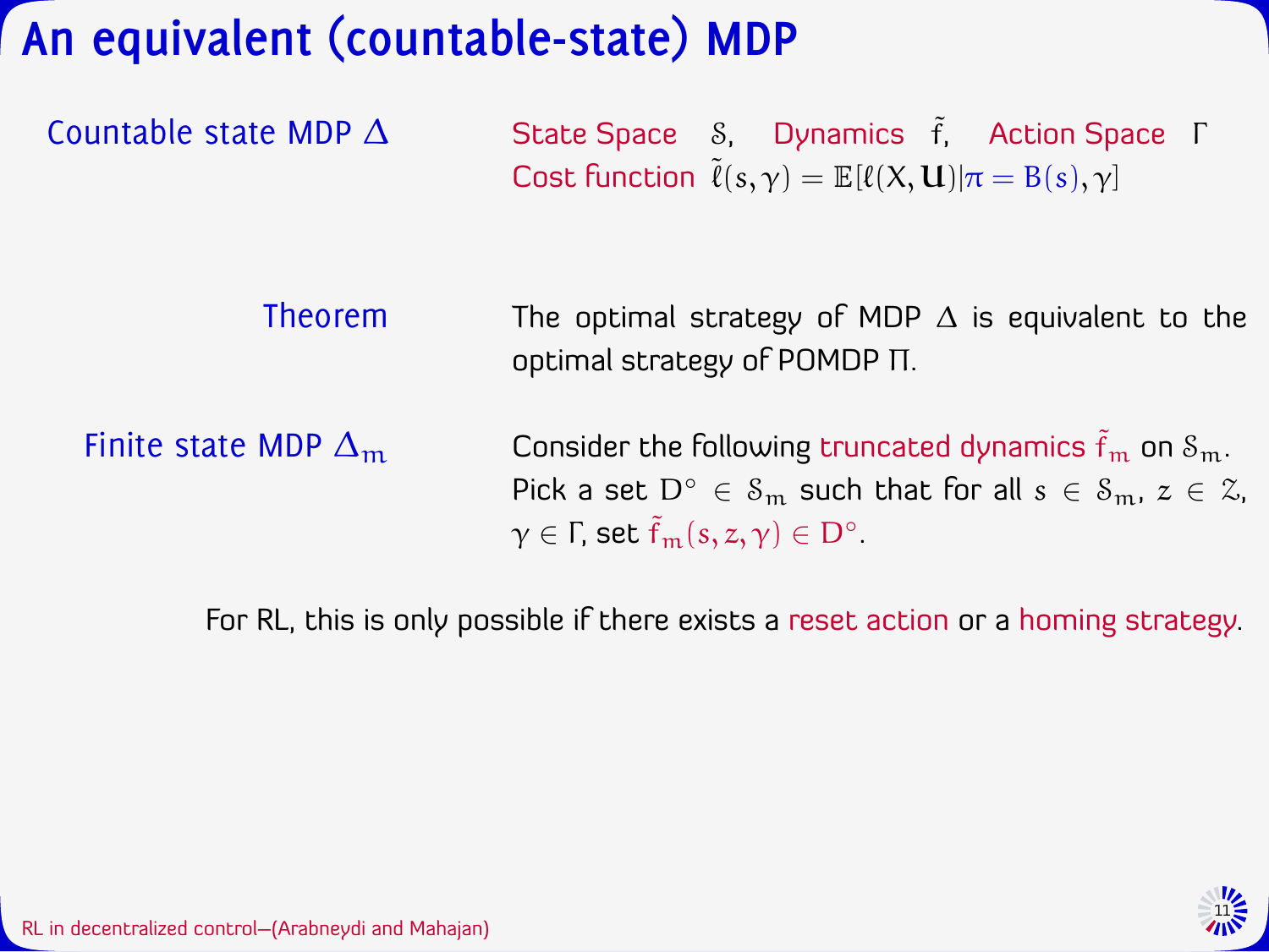# An equivalent (countable-state) MDP

**Countable state MDP $\Delta$**

State Space $\mathcal{S}$, Dynamics $\tilde{f}$, Action Space $\Gamma$
Cost function $\tilde{\ell}(s, \gamma) = \mathbb{E}[\ell(X, \mathbf{U}) | \pi = B(s), \gamma]$

**Theorem**

The optimal strategy of MDP $\Delta$ is equivalent to the optimal strategy of POMDP $\Pi$.

**Finite state MDP $\Delta_m$**

Consider the following truncated dynamics $\tilde{f}_m$ on $\mathcal{S}_m$. Pick a set $D^\circ \in \mathcal{S}_m$ such that for all $s \in \mathcal{S}_m$, $z \in \mathcal{Z}$, $\gamma \in \Gamma$, set $\tilde{f}_m(s, z, \gamma) \in D^\circ$.

For RL, this is only possible if there exists a reset action or a homing strategy.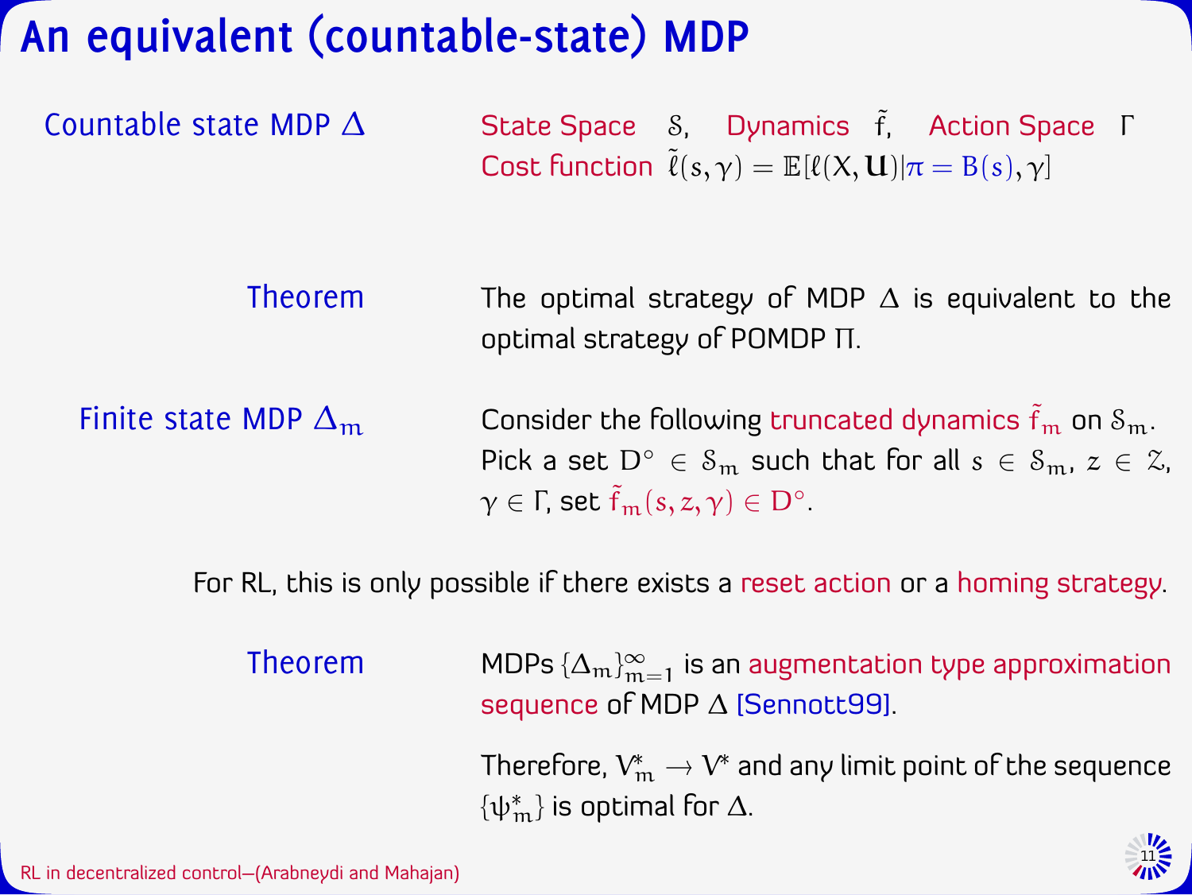# An equivalent (countable-state) MDP

**Countable state MDP $\Delta$**

State Space $\mathcal{S}$, Dynamics $\tilde{f}$, Action Space $\Gamma$
Cost function $\tilde{\ell}(s, \gamma) = \mathbb{E}[\ell(X, \mathbf{U}) | \pi = B(s), \gamma]$

**Theorem**

The optimal strategy of MDP $\Delta$ is equivalent to the optimal strategy of POMDP $\Pi$.

**Finite state MDP $\Delta_m$**

Consider the following truncated dynamics $\tilde{f}_m$ on $\mathcal{S}_m$. Pick a set $D^\circ \in \mathcal{S}_m$ such that for all $s \in \mathcal{S}_m$, $z \in \mathcal{Z}$, $\gamma \in \Gamma$, set $\tilde{f}_m(s, z, \gamma) \in D^\circ$.

For RL, this is only possible if there exists a reset action or a homing strategy.

**Theorem**

MDPs $\{\Delta_m\}_{m=1}^{\infty}$ is an augmentation type approximation sequence of MDP $\Delta$ [Sennott99].

Therefore, $V_m^* \to V^*$ and any limit point of the sequence $\{\psi_m^*\}$ is optimal for $\Delta$.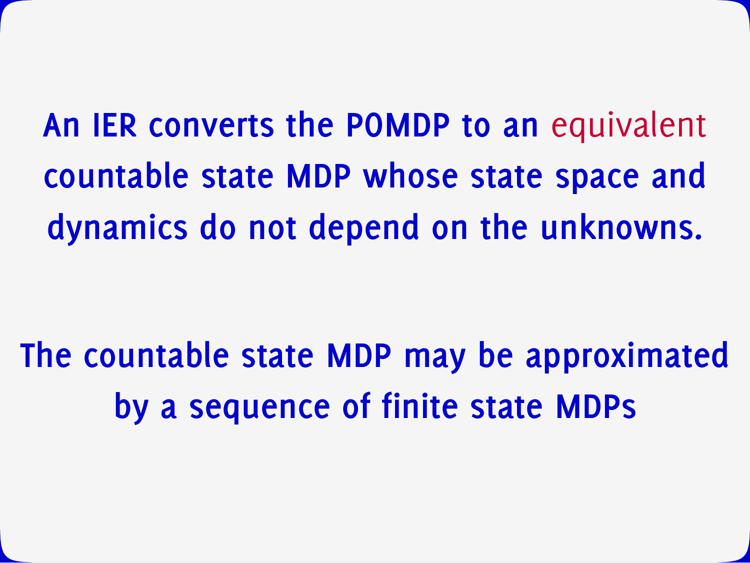An IER converts the POMDP to an *equivalent* countable state MDP whose state space and dynamics do not depend on the unknowns.

The countable state MDP may be approximated by a sequence of finite state MDPs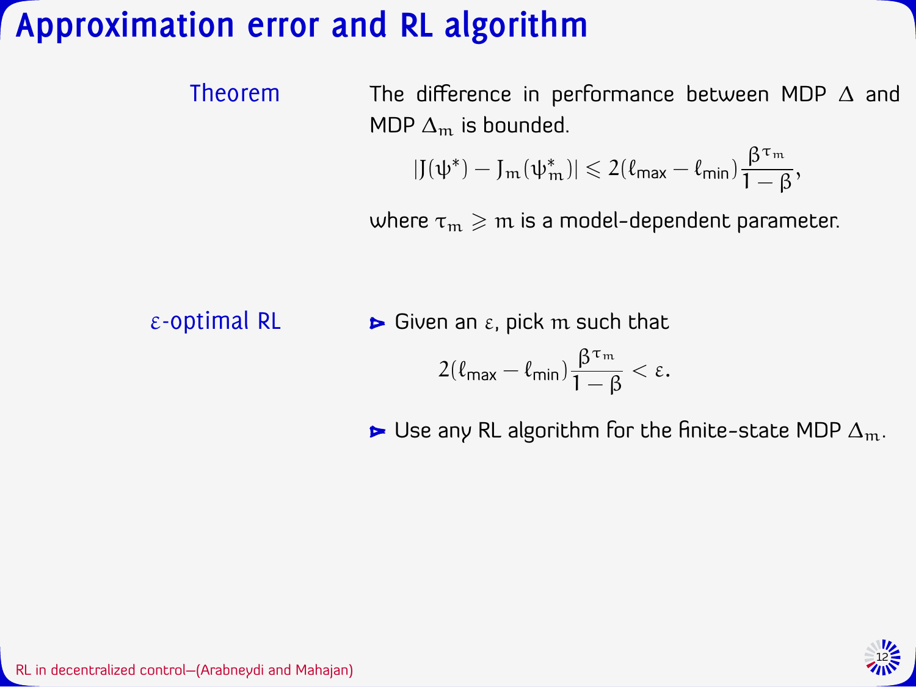# Approximation error and RL algorithm

**Theorem**

The difference in performance between MDP $\Delta$ and MDP $\Delta_m$ is bounded.

$$|J(\psi^*) - J_m(\psi^*_m)| \leqslant 2(\ell_{\max} - \ell_{\min})\frac{\beta^{\tau_m}}{1-\beta},$$

where $\tau_m \geqslant m$ is a model-dependent parameter.

**$\varepsilon$-optimal RL**

- Given an $\varepsilon$, pick $m$ such that

$$2(\ell_{\max} - \ell_{\min})\frac{\beta^{\tau_m}}{1-\beta} < \varepsilon.$$

- Use any RL algorithm for the finite-state MDP $\Delta_m$.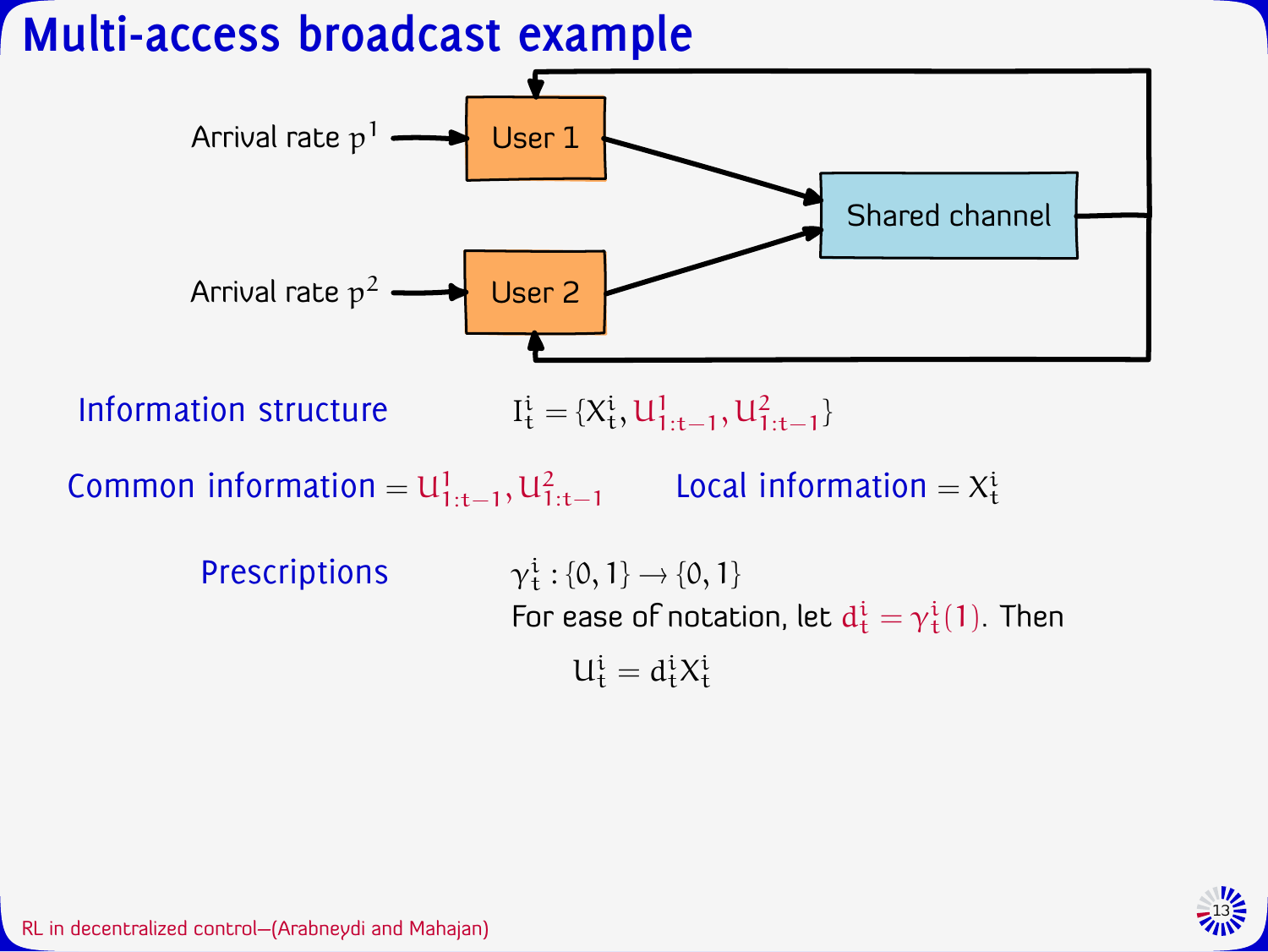# Multi-access broadcast example

Arrival rate $p^1$ → User 1

Arrival rate $p^2$ → User 2

User 1, User 2 → Shared channel

Information structure $\quad I^i_t = \{X^i_t, U^1_{1:t-1}, U^2_{1:t-1}\}$

Common information $= U^1_{1:t-1}, U^2_{1:t-1}$ $\quad$ Local information $= X^i_t$

Prescriptions $\quad \gamma^i_t : \{0, 1\} \to \{0, 1\}$

For ease of notation, let $d^i_t = \gamma^i_t(1)$. Then

$$U^i_t = d^i_t X^i_t$$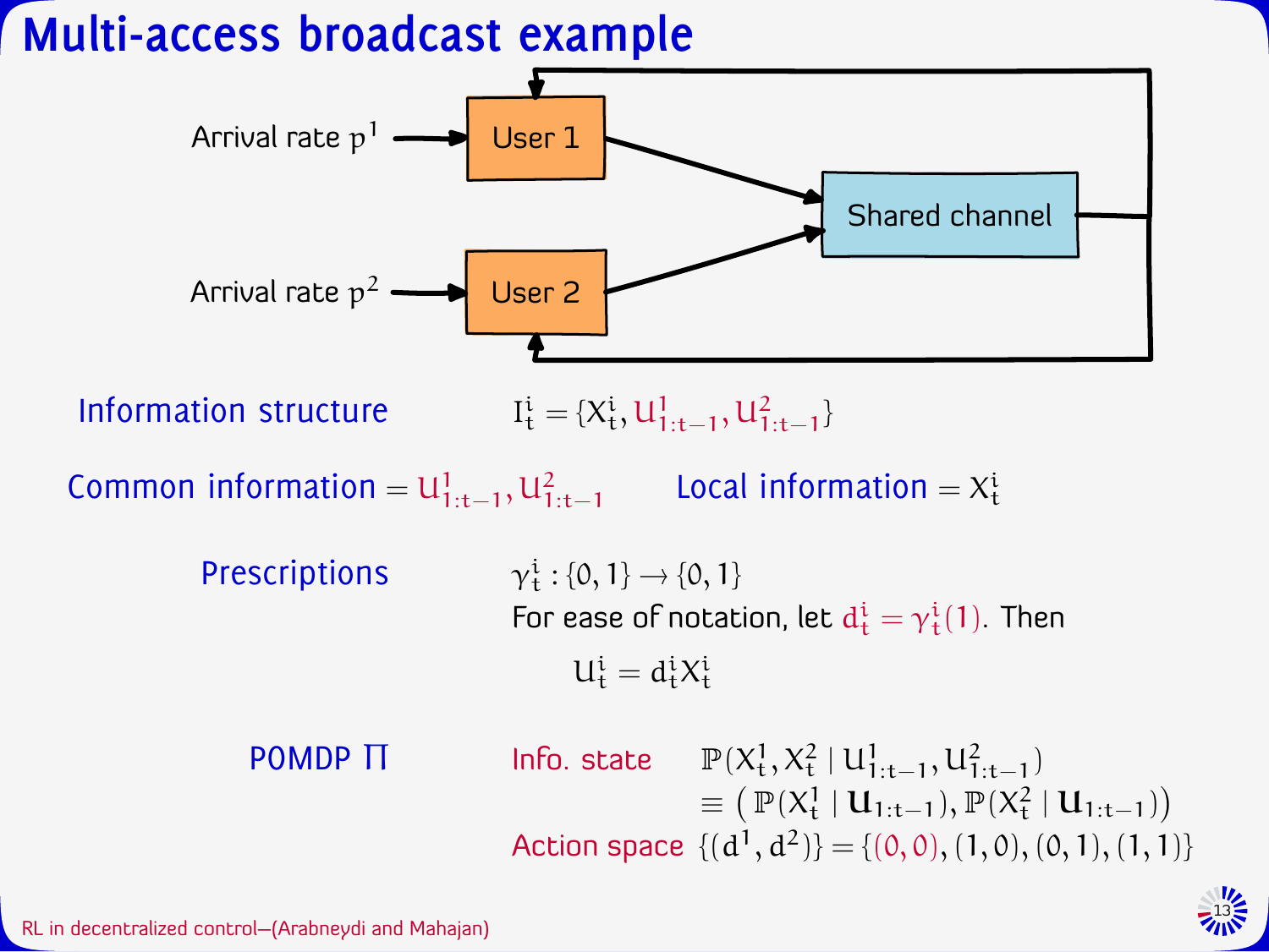# Multi-access broadcast example

Arrival rate $p^1$ → User 1

Arrival rate $p^2$ → User 2

Shared channel

**Information structure** $I_t^i = \{X_t^i, U_{1:t-1}^1, U_{1:t-1}^2\}$

**Common information** $= U_{1:t-1}^1, U_{1:t-1}^2$ **Local information** $= X_t^i$

**Prescriptions** $\gamma_t^i : \{0,1\} \to \{0,1\}$

For ease of notation, let $d_t^i = \gamma_t^i(1)$. Then

$$U_t^i = d_t^i X_t^i$$

**POMDP $\Pi$**

Info. state $\mathbb{P}(X_t^1, X_t^2 \mid U_{1:t-1}^1, U_{1:t-1}^2)$

$\equiv \big( \mathbb{P}(X_t^1 \mid \mathbf{U}_{1:t-1}), \mathbb{P}(X_t^2 \mid \mathbf{U}_{1:t-1}) \big)$

Action space $\{(d^1, d^2)\} = \{(0,0), (1,0), (0,1), (1,1)\}$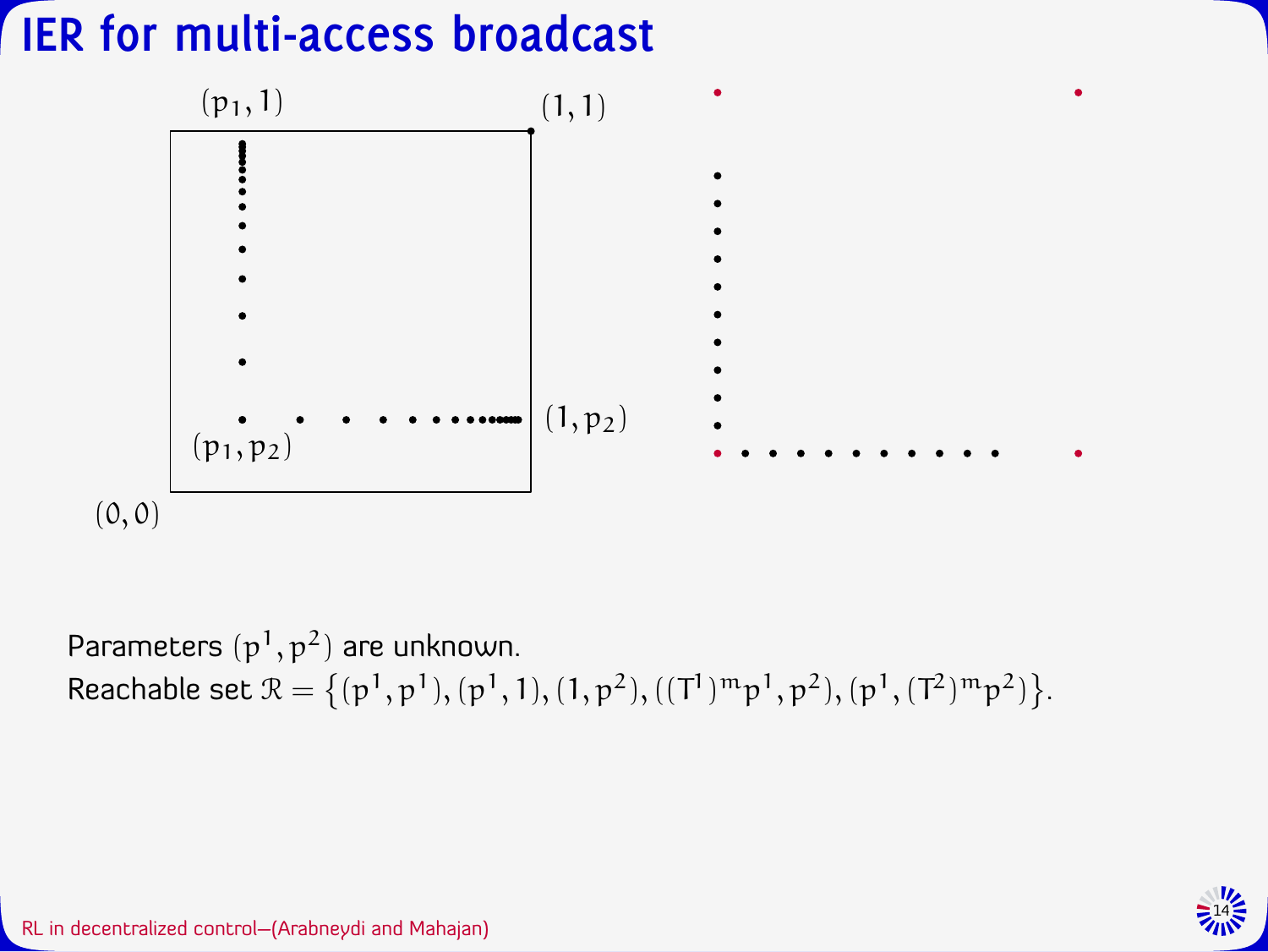# IER for multi-access broadcast

Parameters $(p^1, p^2)$ are unknown.

Reachable set $\mathcal{R} = \{(p^1, p^1), (p^1, 1), (1, p^2), ((T^1)^m p^1, p^2), (p^1, (T^2)^m p^2)\}$.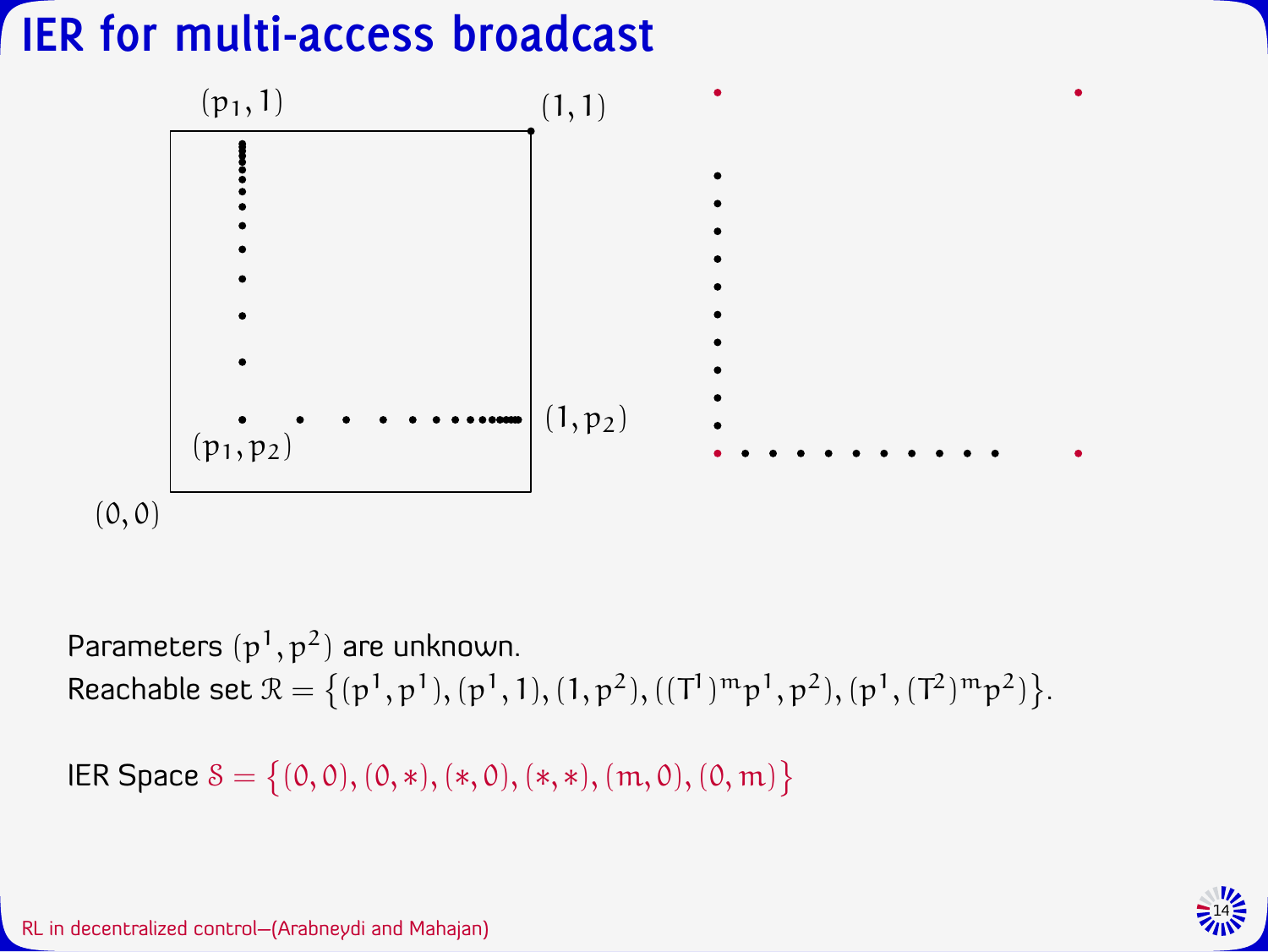# IER for multi-access broadcast

$(p_1, 1)$ $(1, 1)$

$(1, p_2)$

$(p_1, p_2)$

$(0, 0)$

Parameters $(p^1, p^2)$ are unknown.

Reachable set $\mathcal{R} = \{(p^1, p^1), (p^1, 1), (1, p^2), ((T^1)^m p^1, p^2), (p^1, (T^2)^m p^2)\}$.

IER Space $\mathcal{S} = \{(0, 0), (0, *), (*, 0), (*, *), (m, 0), (0, m)\}$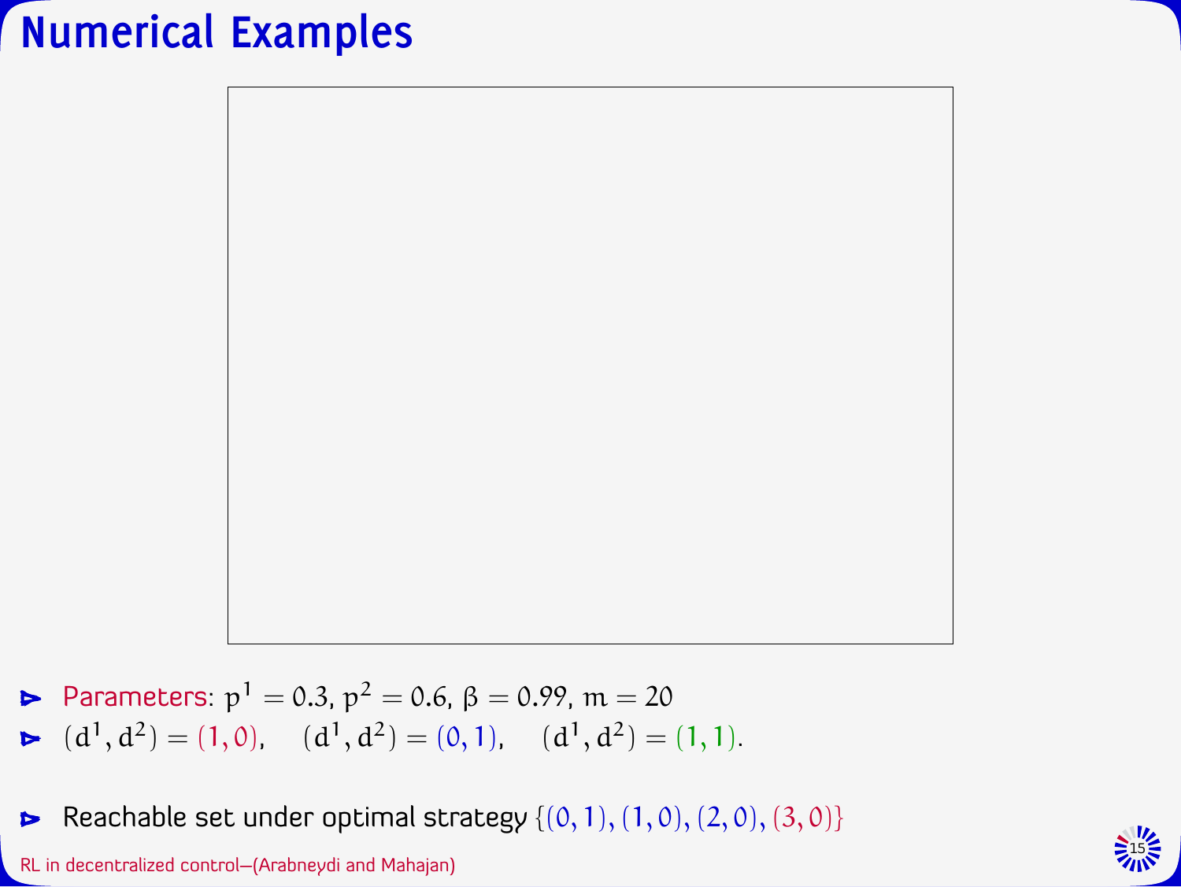# Numerical Examples

- Parameters: $p^1 = 0.3$, $p^2 = 0.6$, $\beta = 0.99$, $m = 20$
- $(d^1, d^2) = (1, 0)$, $(d^1, d^2) = (0, 1)$, $(d^1, d^2) = (1, 1)$.

- Reachable set under optimal strategy $\{(0, 1), (1, 0), (2, 0), (3, 0)\}$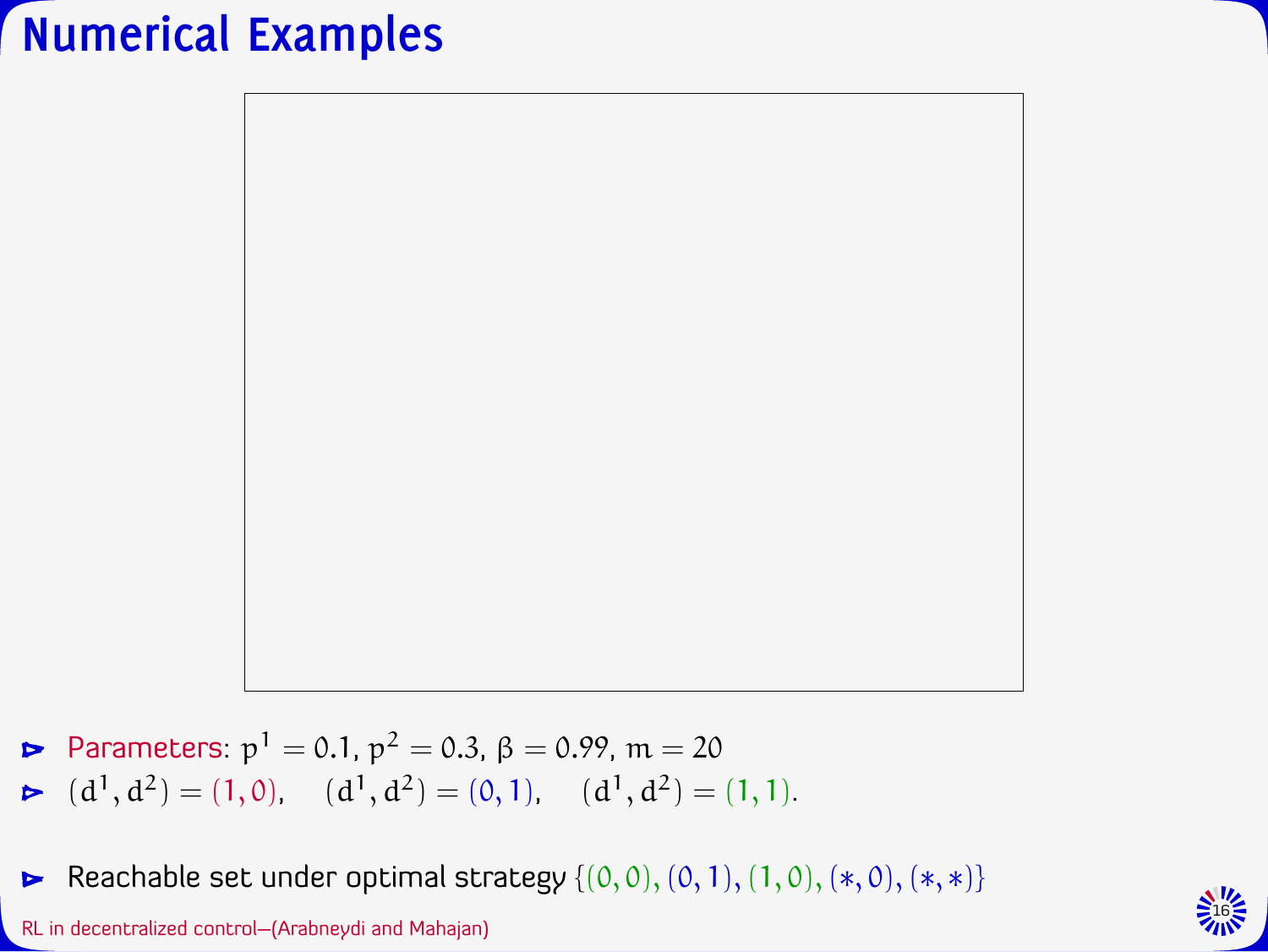# Numerical Examples

- Parameters: $p^1 = 0.1$, $p^2 = 0.3$, $\beta = 0.99$, $m = 20$
- $(d^1, d^2) = (1, 0)$, $\quad (d^1, d^2) = (0, 1)$, $\quad (d^1, d^2) = (1, 1)$.
- Reachable set under optimal strategy $\{(0, 0), (0, 1), (1, 0), (*, 0), (*, *)\}$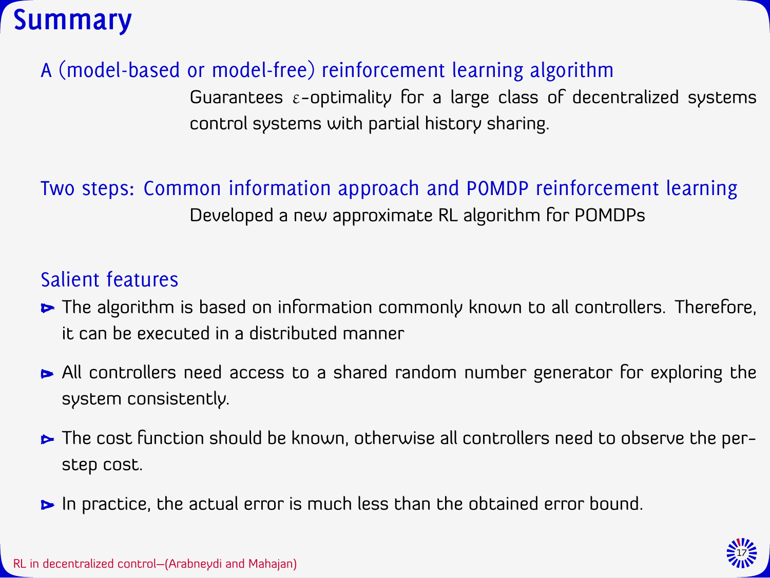# Summary

A (model-based or model-free) reinforcement learning algorithm

Guarantees $\varepsilon$-optimality for a large class of decentralized systems control systems with partial history sharing.

Two steps: Common information approach and POMDP reinforcement learning

Developed a new approximate RL algorithm for POMDPs

Salient features

- The algorithm is based on information commonly known to all controllers. Therefore, it can be executed in a distributed manner
- All controllers need access to a shared random number generator for exploring the system consistently.
- The cost function should be known, otherwise all controllers need to observe the per-step cost.
- In practice, the actual error is much less than the obtained error bound.